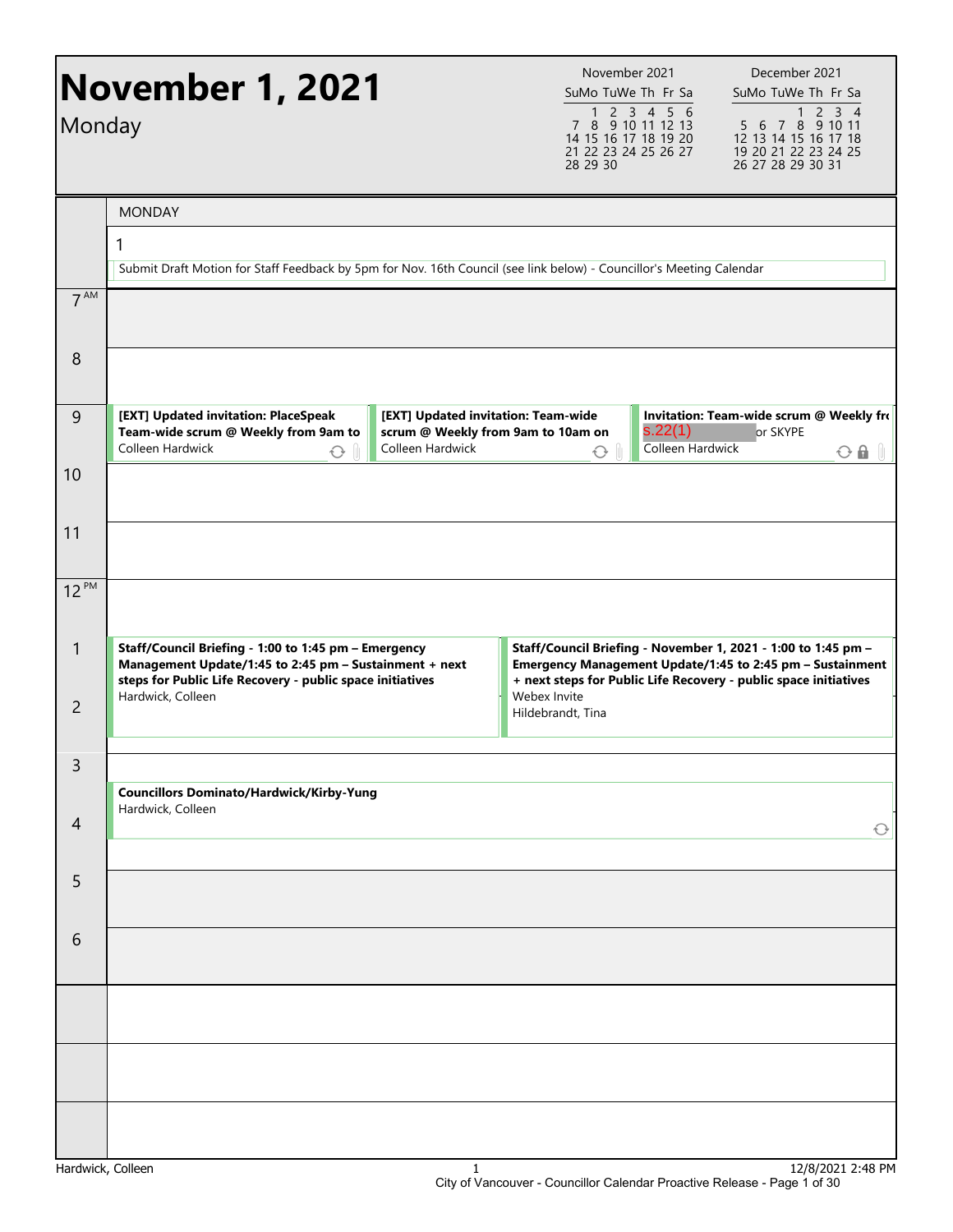# November 1, 2021

Monday

| November 2021 | | | | | | |
|---|---|---|---|---|---|---|
| Su | Mo | Tu | We | Th | Fr | Sa |
| | 1 | 2 | 3 | 4 | 5 | 6 |
| 7 | 8 | 9 | 10 | 11 | 12 | 13 |
| 14 | 15 | 16 | 17 | 18 | 19 | 20 |
| 21 | 22 | 23 | 24 | 25 | 26 | 27 |
| 28 | 29 | 30 | | | | |

| December 2021 | | | | | | |
|---|---|---|---|---|---|---|
| Su | Mo | Tu | We | Th | Fr | Sa |
| | | | 1 | 2 | 3 | 4 |
| 5 | 6 | 7 | 8 | 9 | 10 | 11 |
| 12 | 13 | 14 | 15 | 16 | 17 | 18 |
| 19 | 20 | 21 | 22 | 23 | 24 | 25 |
| 26 | 27 | 28 | 29 | 30 | 31 | |

MONDAY

1

Submit Draft Motion for Staff Feedback by 5pm for Nov. 16th Council (see link below) - Councillor's Meeting Calendar

**7 AM**

**8**

**9**

- **[EXT] Updated invitation: PlaceSpeak Team-wide scrum @ Weekly from 9am to**
  Colleen Hardwick
- **[EXT] Updated invitation: Team-wide scrum @ Weekly from 9am to 10am on**
  Colleen Hardwick
- **Invitation: Team-wide scrum @ Weekly fr**
  s.22(1) or SKYPE
  Colleen Hardwick

**10**

**11**

**12 PM**

**1**

- **Staff/Council Briefing - 1:00 to 1:45 pm – Emergency Management Update/1:45 to 2:45 pm – Sustainment + next steps for Public Life Recovery - public space initiatives**
  Hardwick, Colleen
- **Staff/Council Briefing - November 1, 2021 - 1:00 to 1:45 pm – Emergency Management Update/1:45 to 2:45 pm – Sustainment + next steps for Public Life Recovery - public space initiatives**
  Webex Invite
  Hildebrandt, Tina

**2**

**3**

- **Councillors Dominato/Hardwick/Kirby-Yung**
  Hardwick, Colleen

**4**

**5**

**6**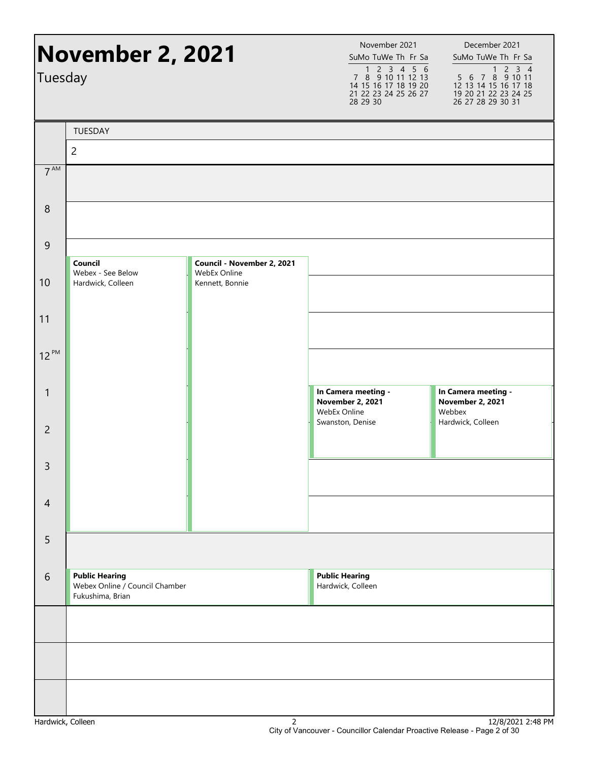# November 2, 2021

Tuesday

| November 2021 | | | | | | |
|---|---|---|---|---|---|---|
| Su | Mo | Tu | We | Th | Fr | Sa |
| | 1 | 2 | 3 | 4 | 5 | 6 |
| 7 | 8 | 9 | 10 | 11 | 12 | 13 |
| 14 | 15 | 16 | 17 | 18 | 19 | 20 |
| 21 | 22 | 23 | 24 | 25 | 26 | 27 |
| 28 | 29 | 30 | | | | |

| December 2021 | | | | | | |
|---|---|---|---|---|---|---|
| Su | Mo | Tu | We | Th | Fr | Sa |
| | | | 1 | 2 | 3 | 4 |
| 5 | 6 | 7 | 8 | 9 | 10 | 11 |
| 12 | 13 | 14 | 15 | 16 | 17 | 18 |
| 19 | 20 | 21 | 22 | 23 | 24 | 25 |
| 26 | 27 | 28 | 29 | 30 | 31 | |

TUESDAY 2

| Time | Event | Location | Organizer |
|---|---|---|---|
| 9:30 AM – 4:30 PM | **Council** | Webex - See Below | Hardwick, Colleen |
| 9:30 AM – 4:30 PM | **Council - November 2, 2021** | WebEx Online | Kennett, Bonnie |
| 1 PM – 3 PM | **In Camera meeting - November 2, 2021** | WebEx Online | Swanston, Denise |
| 1 PM – 3 PM | **In Camera meeting - November 2, 2021** | Webbex | Hardwick, Colleen |
| 6 PM | **Public Hearing** | Webex Online / Council Chamber | Fukushima, Brian |
| 6 PM | **Public Hearing** | | Hardwick, Colleen |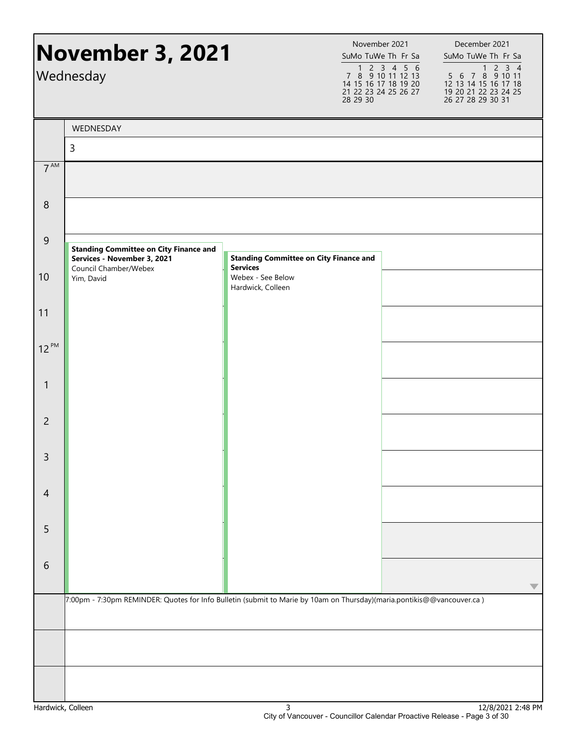# November 3, 2021

Wednesday

| November 2021 | | | | | | |
|---|---|---|---|---|---|---|
| Su | Mo | Tu | We | Th | Fr | Sa |
| | 1 | 2 | 3 | 4 | 5 | 6 |
| 7 | 8 | 9 | 10 | 11 | 12 | 13 |
| 14 | 15 | 16 | 17 | 18 | 19 | 20 |
| 21 | 22 | 23 | 24 | 25 | 26 | 27 |
| 28 | 29 | 30 | | | | |

| December 2021 | | | | | | |
|---|---|---|---|---|---|---|
| Su | Mo | Tu | We | Th | Fr | Sa |
| | | | 1 | 2 | 3 | 4 |
| 5 | 6 | 7 | 8 | 9 | 10 | 11 |
| 12 | 13 | 14 | 15 | 16 | 17 | 18 |
| 19 | 20 | 21 | 22 | 23 | 24 | 25 |
| 26 | 27 | 28 | 29 | 30 | 31 | |

WEDNESDAY

3

| Time | Event | Event |
|---|---|---|
| 7 AM | | |
| 8 | | |
| 9 | **Standing Committee on City Finance and Services - November 3, 2021**<br>Council Chamber/Webex<br>Yim, David | **Standing Committee on City Finance and Services**<br>Webex - See Below<br>Hardwick, Colleen |
| 10 | | |
| 11 | | |
| 12 PM | | |
| 1 | | |
| 2 | | |
| 3 | | |
| 4 | | |
| 5 | | |
| 6 | | |

7:00pm - 7:30pm REMINDER: Quotes for Info Bulletin (submit to Marie by 10am on Thursday)(maria.pontikis@@vancouver.ca )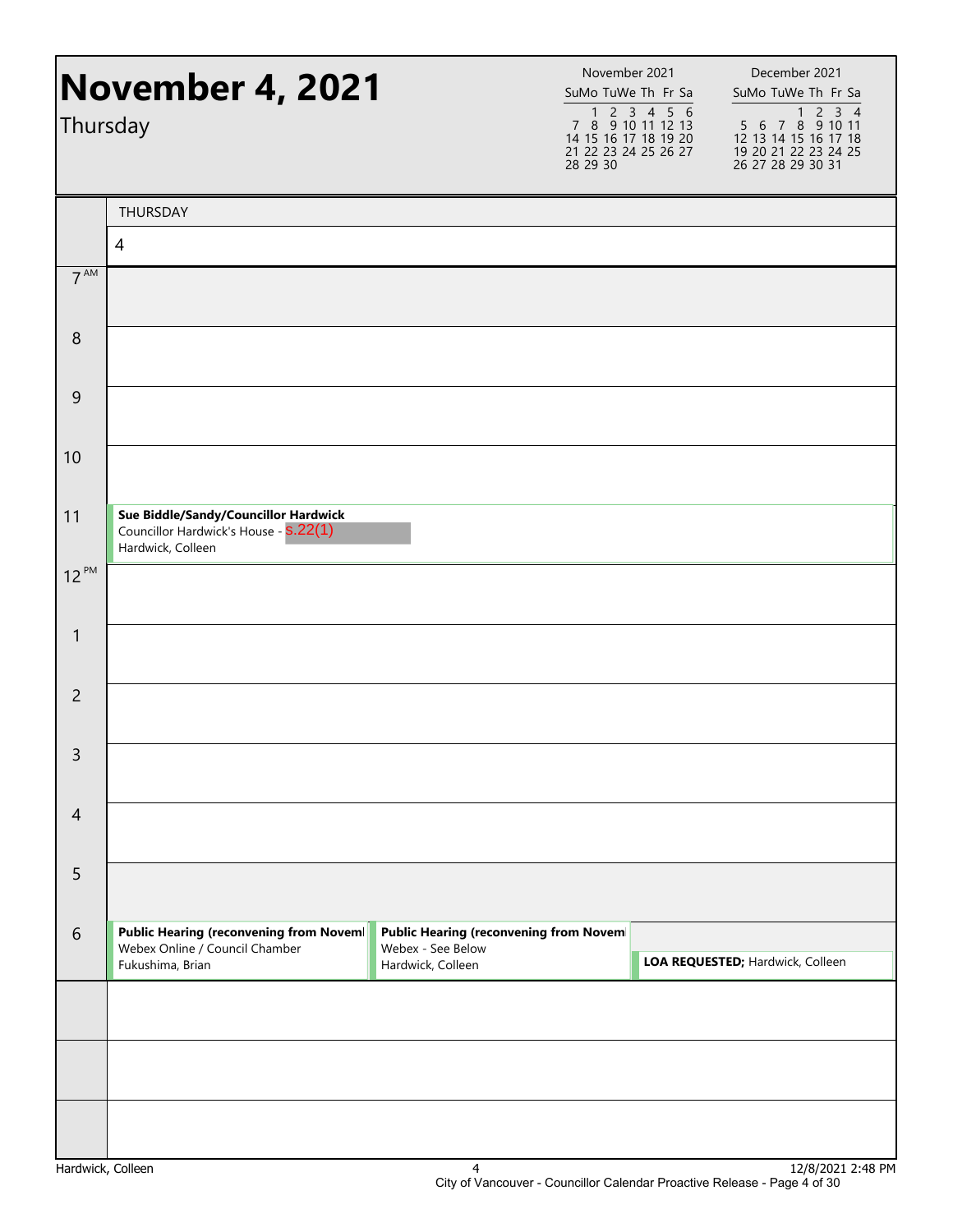# November 4, 2021

Thursday

| November 2021 | | | | | | |
|---|---|---|---|---|---|---|
| Su | Mo | Tu | We | Th | Fr | Sa |
| | 1 | 2 | 3 | 4 | 5 | 6 |
| 7 | 8 | 9 | 10 | 11 | 12 | 13 |
| 14 | 15 | 16 | 17 | 18 | 19 | 20 |
| 21 | 22 | 23 | 24 | 25 | 26 | 27 |
| 28 | 29 | 30 | | | | |

| December 2021 | | | | | | |
|---|---|---|---|---|---|---|
| Su | Mo | Tu | We | Th | Fr | Sa |
| | | | 1 | 2 | 3 | 4 |
| 5 | 6 | 7 | 8 | 9 | 10 | 11 |
| 12 | 13 | 14 | 15 | 16 | 17 | 18 |
| 19 | 20 | 21 | 22 | 23 | 24 | 25 |
| 26 | 27 | 28 | 29 | 30 | 31 | |

| | THURSDAY 4 | | |
|---|---|---|---|
| 7 AM | | | |
| 8 | | | |
| 9 | | | |
| 10 | | | |
| 11 | **Sue Biddle/Sandy/Councillor Hardwick** Councillor Hardwick's House - s.22(1) Hardwick, Colleen | | |
| 12 PM | | | |
| 1 | | | |
| 2 | | | |
| 3 | | | |
| 4 | | | |
| 5 | | | |
| 6 | **Public Hearing (reconvening from Noveml** Webex Online / Council Chamber Fukushima, Brian | **Public Hearing (reconvening from Novem** Webex - See Below Hardwick, Colleen | **LOA REQUESTED;** Hardwick, Colleen |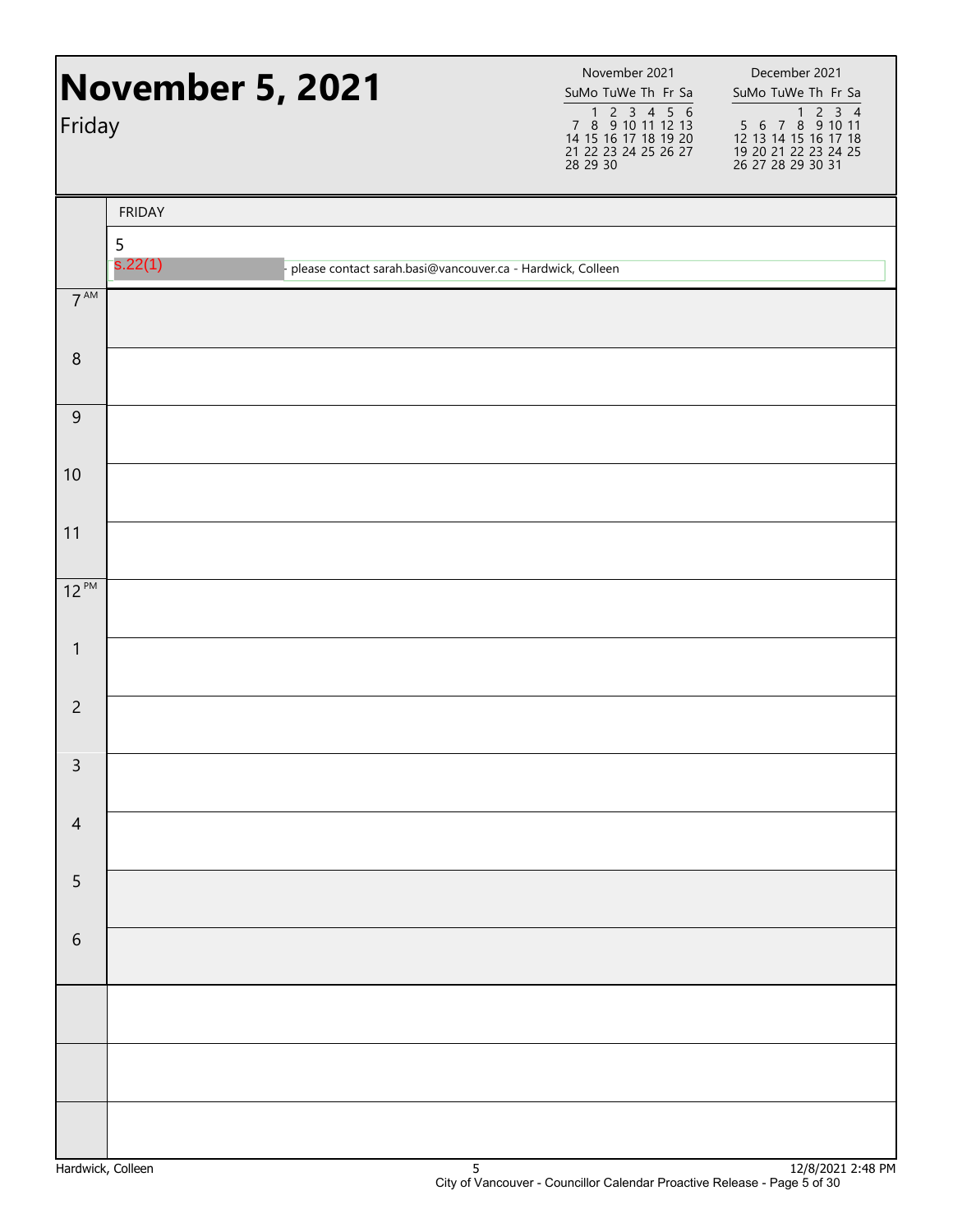# November 5, 2021

Friday

| November 2021 | | | | | | |
|---|---|---|---|---|---|---|
| Su | Mo | Tu | We | Th | Fr | Sa |
| | 1 | 2 | 3 | 4 | 5 | 6 |
| 7 | 8 | 9 | 10 | 11 | 12 | 13 |
| 14 | 15 | 16 | 17 | 18 | 19 | 20 |
| 21 | 22 | 23 | 24 | 25 | 26 | 27 |
| 28 | 29 | 30 | | | | |

| December 2021 | | | | | | |
|---|---|---|---|---|---|---|
| Su | Mo | Tu | We | Th | Fr | Sa |
| | | | 1 | 2 | 3 | 4 |
| 5 | 6 | 7 | 8 | 9 | 10 | 11 |
| 12 | 13 | 14 | 15 | 16 | 17 | 18 |
| 19 | 20 | 21 | 22 | 23 | 24 | 25 |
| 26 | 27 | 28 | 29 | 30 | 31 | |

| | FRIDAY |
|---|---|
| | 5 |
| | s.22(1) - please contact sarah.basi@vancouver.ca - Hardwick, Colleen |
| 7 AM | |
| 8 | |
| 9 | |
| 10 | |
| 11 | |
| 12 PM | |
| 1 | |
| 2 | |
| 3 | |
| 4 | |
| 5 | |
| 6 | |
| | |
| | |
| | |

Hardwick, Colleen

12/8/2021 2:48 PM

City of Vancouver - Councillor Calendar Proactive Release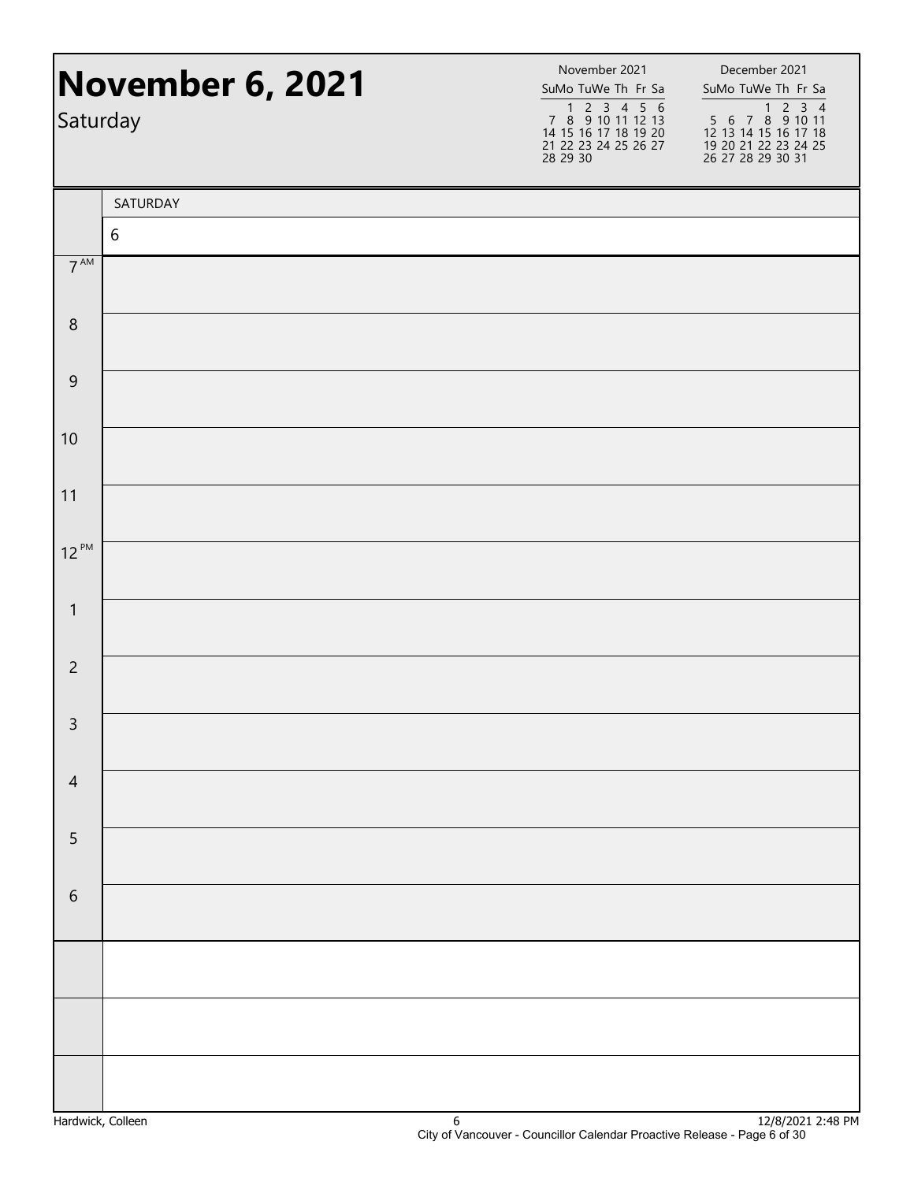# November 6, 2021

Saturday

| November 2021 | | | | | | |
|---|---|---|---|---|---|---|
| Su | Mo | Tu | We | Th | Fr | Sa |
| | 1 | 2 | 3 | 4 | 5 | 6 |
| 7 | 8 | 9 | 10 | 11 | 12 | 13 |
| 14 | 15 | 16 | 17 | 18 | 19 | 20 |
| 21 | 22 | 23 | 24 | 25 | 26 | 27 |
| 28 | 29 | 30 | | | | |

| December 2021 | | | | | | |
|---|---|---|---|---|---|---|
| Su | Mo | Tu | We | Th | Fr | Sa |
| | | | 1 | 2 | 3 | 4 |
| 5 | 6 | 7 | 8 | 9 | 10 | 11 |
| 12 | 13 | 14 | 15 | 16 | 17 | 18 |
| 19 | 20 | 21 | 22 | 23 | 24 | 25 |
| 26 | 27 | 28 | 29 | 30 | 31 | |

| | SATURDAY |
|---|---|
| | 6 |
| 7 AM | |
| 8 | |
| 9 | |
| 10 | |
| 11 | |
| 12 PM | |
| 1 | |
| 2 | |
| 3 | |
| 4 | |
| 5 | |
| 6 | |
| | |
| | |
| | |

Hardwick, Colleen

12/8/2021 2:48 PM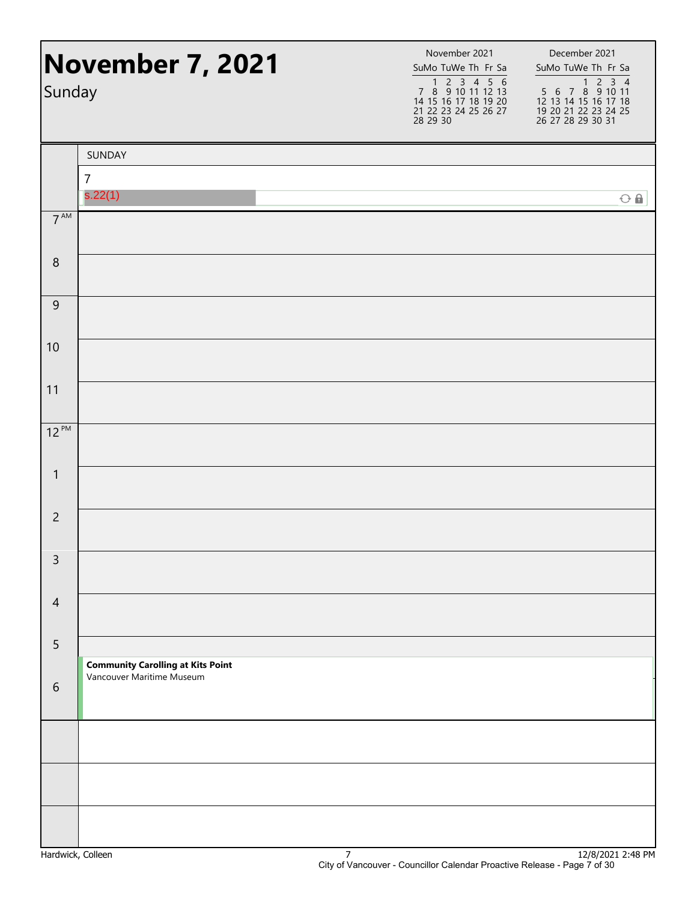# November 7, 2021

Sunday

| November 2021 | | | | | | |
|---|---|---|---|---|---|---|
| Su | Mo | Tu | We | Th | Fr | Sa |
| | 1 | 2 | 3 | 4 | 5 | 6 |
| 7 | 8 | 9 | 10 | 11 | 12 | 13 |
| 14 | 15 | 16 | 17 | 18 | 19 | 20 |
| 21 | 22 | 23 | 24 | 25 | 26 | 27 |
| 28 | 29 | 30 | | | | |

| December 2021 | | | | | | |
|---|---|---|---|---|---|---|
| Su | Mo | Tu | We | Th | Fr | Sa |
| | | | 1 | 2 | 3 | 4 |
| 5 | 6 | 7 | 8 | 9 | 10 | 11 |
| 12 | 13 | 14 | 15 | 16 | 17 | 18 |
| 19 | 20 | 21 | 22 | 23 | 24 | 25 |
| 26 | 27 | 28 | 29 | 30 | 31 | |

SUNDAY

7

s.22(1)

| Time | Event |
|---|---|
| 7 AM | |
| 8 | |
| 9 | |
| 10 | |
| 11 | |
| 12 PM | |
| 1 | |
| 2 | |
| 3 | |
| 4 | |
| 5 | **Community Carolling at Kits Point** Vancouver Maritime Museum |
| 6 | |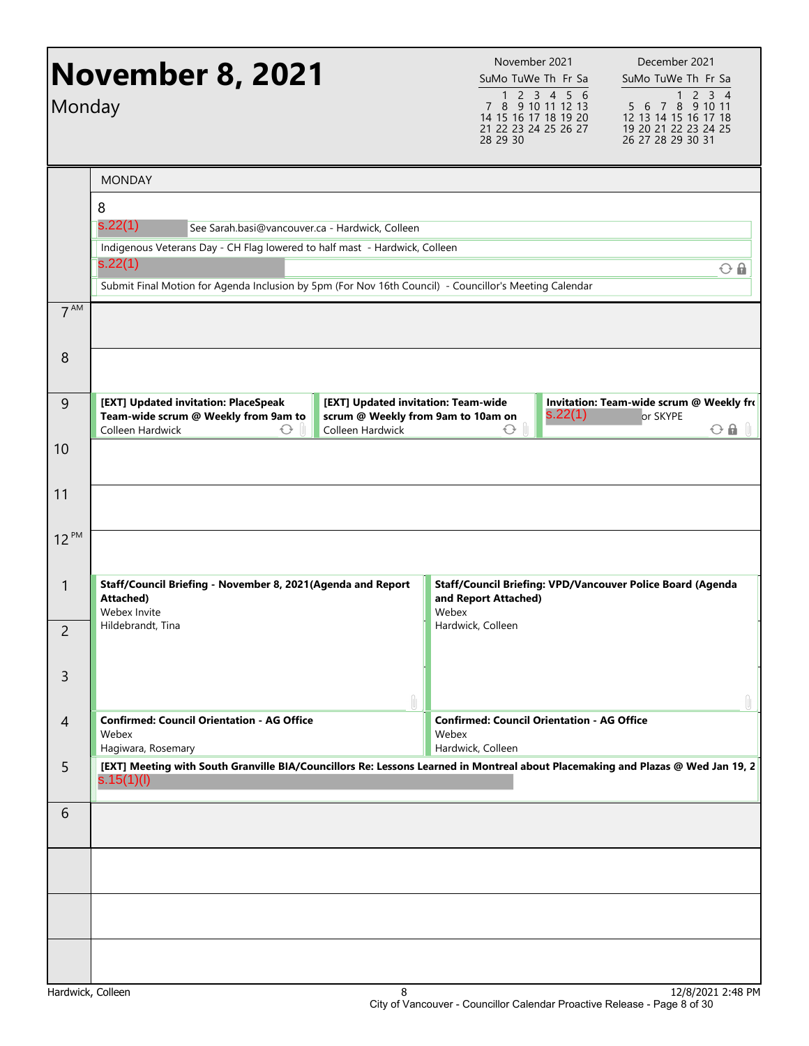# November 8, 2021

Monday

| November 2021 | | | | | | |
|---|---|---|---|---|---|---|
| Su | Mo | Tu | We | Th | Fr | Sa |
| | 1 | 2 | 3 | 4 | 5 | 6 |
| 7 | 8 | 9 | 10 | 11 | 12 | 13 |
| 14 | 15 | 16 | 17 | 18 | 19 | 20 |
| 21 | 22 | 23 | 24 | 25 | 26 | 27 |
| 28 | 29 | 30 | | | | |

| December 2021 | | | | | | |
|---|---|---|---|---|---|---|
| Su | Mo | Tu | We | Th | Fr | Sa |
| | | | 1 | 2 | 3 | 4 |
| 5 | 6 | 7 | 8 | 9 | 10 | 11 |
| 12 | 13 | 14 | 15 | 16 | 17 | 18 |
| 19 | 20 | 21 | 22 | 23 | 24 | 25 |
| 26 | 27 | 28 | 29 | 30 | 31 | |

MONDAY

8

- s.22(1) See Sarah.basi@vancouver.ca - Hardwick, Colleen
- Indigenous Veterans Day - CH Flag lowered to half mast - Hardwick, Colleen
- s.22(1)
- Submit Final Motion for Agenda Inclusion by 5pm (For Nov 16th Council) - Councillor's Meeting Calendar

| Time | Events |
|---|---|
| 7 AM | |
| 8 | |
| 9 | **[EXT] Updated invitation: PlaceSpeak Team-wide scrum @ Weekly from 9am to** Colleen Hardwick; **[EXT] Updated invitation: Team-wide scrum @ Weekly from 9am to 10am on** Colleen Hardwick; **Invitation: Team-wide scrum @ Weekly fr** s.22(1) or SKYPE |
| 10 | |
| 11 | |
| 12 PM | |
| 1 | **Staff/Council Briefing - November 8, 2021(Agenda and Report Attached)** Webex Invite, Hildebrandt, Tina; **Staff/Council Briefing: VPD/Vancouver Police Board (Agenda and Report Attached)** Webex, Hardwick, Colleen |
| 2 | |
| 3 | |
| 4 | **Confirmed: Council Orientation - AG Office** Webex, Hagiwara, Rosemary; **Confirmed: Council Orientation - AG Office** Webex, Hardwick, Colleen |
| 5 | **[EXT] Meeting with South Granville BIA/Councillors Re: Lessons Learned in Montreal about Placemaking and Plazas @ Wed Jan 19, 2** s.15(1)(l) |
| 6 | |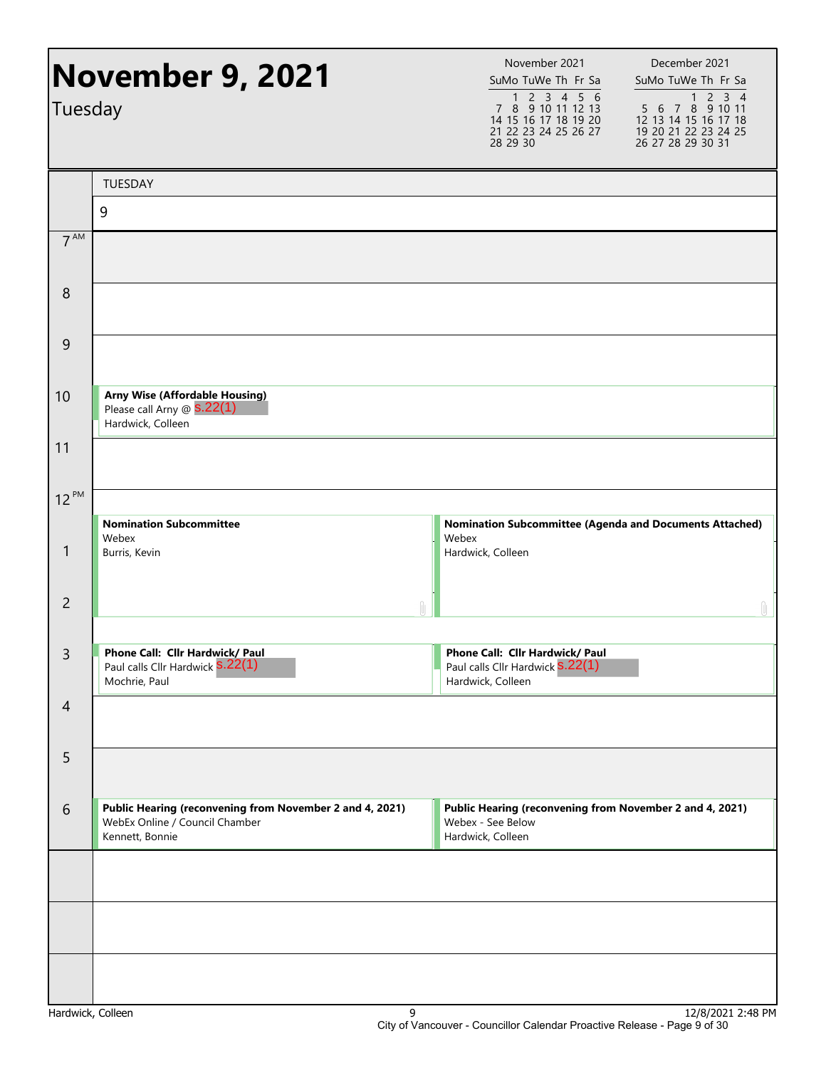# November 9, 2021

Tuesday

| November 2021 | | | | | | |
|---|---|---|---|---|---|---|
| Su | Mo | Tu | We | Th | Fr | Sa |
| | 1 | 2 | 3 | 4 | 5 | 6 |
| 7 | 8 | 9 | 10 | 11 | 12 | 13 |
| 14 | 15 | 16 | 17 | 18 | 19 | 20 |
| 21 | 22 | 23 | 24 | 25 | 26 | 27 |
| 28 | 29 | 30 | | | | |

| December 2021 | | | | | | |
|---|---|---|---|---|---|---|
| Su | Mo | Tu | We | Th | Fr | Sa |
| | | | 1 | 2 | 3 | 4 |
| 5 | 6 | 7 | 8 | 9 | 10 | 11 |
| 12 | 13 | 14 | 15 | 16 | 17 | 18 |
| 19 | 20 | 21 | 22 | 23 | 24 | 25 |
| 26 | 27 | 28 | 29 | 30 | 31 | |

## TUESDAY 9

| Time | Events | |
|---|---|---|
| 7 AM | | |
| 8 | | |
| 9 | | |
| 10 | **Arny Wise (Affordable Housing)**<br>Please call Arny @ s.22(1)<br>Hardwick, Colleen | |
| 11 | | |
| 12 PM | | |
| 1 | **Nomination Subcommittee**<br>Webex<br>Burris, Kevin | **Nomination Subcommittee (Agenda and Documents Attached)**<br>Webex<br>Hardwick, Colleen |
| 2 | | |
| 3 | **Phone Call: Cllr Hardwick/ Paul**<br>Paul calls Cllr Hardwick s.22(1)<br>Mochrie, Paul | **Phone Call: Cllr Hardwick/ Paul**<br>Paul calls Cllr Hardwick s.22(1)<br>Hardwick, Colleen |
| 4 | | |
| 5 | | |
| 6 | **Public Hearing (reconvening from November 2 and 4, 2021)**<br>WebEx Online / Council Chamber<br>Kennett, Bonnie | **Public Hearing (reconvening from November 2 and 4, 2021)**<br>Webex - See Below<br>Hardwick, Colleen |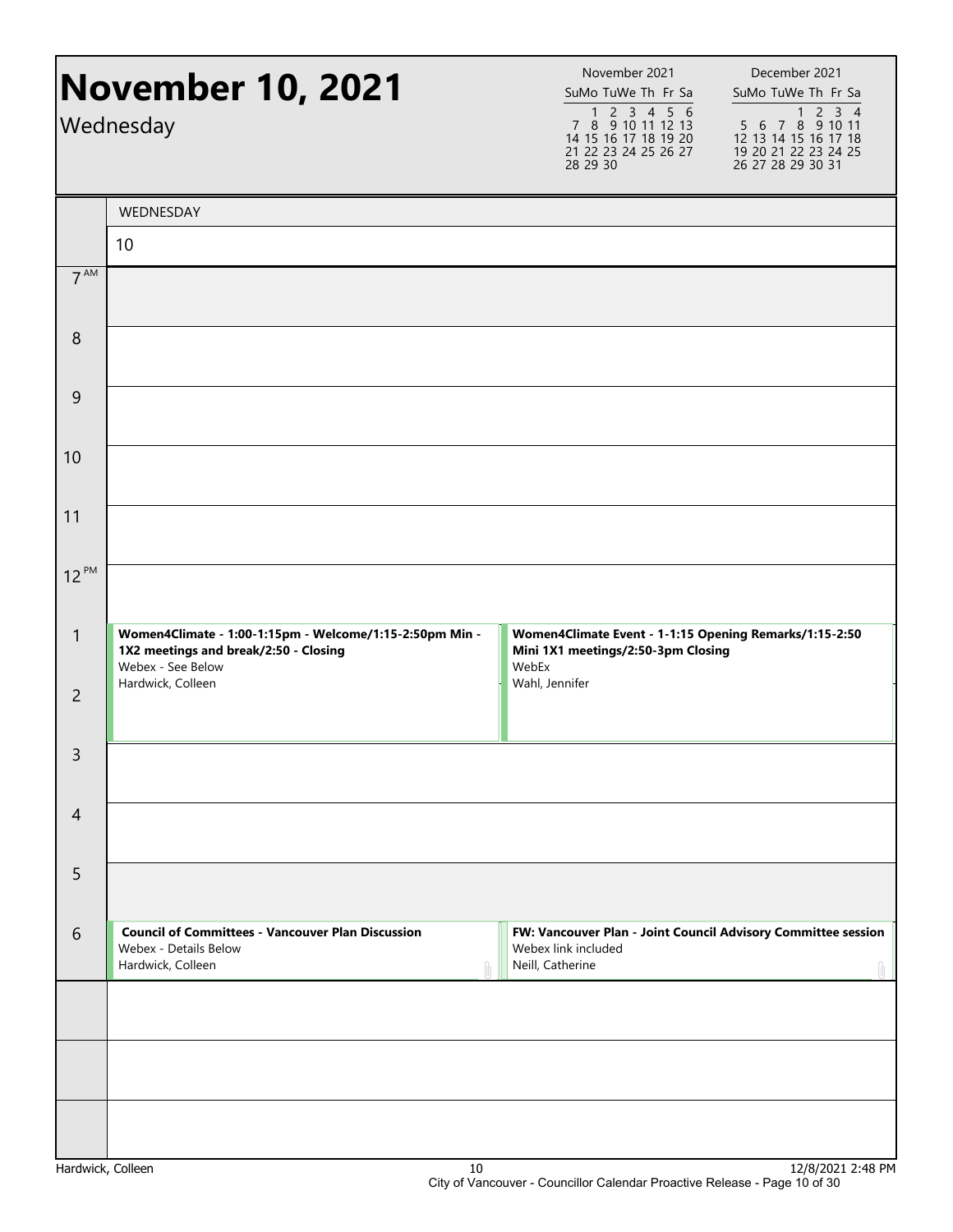# November 10, 2021

Wednesday

| November 2021 | | | | | | |
|---|---|---|---|---|---|---|
| Su | Mo | Tu | We | Th | Fr | Sa |
| | 1 | 2 | 3 | 4 | 5 | 6 |
| 7 | 8 | 9 | 10 | 11 | 12 | 13 |
| 14 | 15 | 16 | 17 | 18 | 19 | 20 |
| 21 | 22 | 23 | 24 | 25 | 26 | 27 |
| 28 | 29 | 30 | | | | |

| December 2021 | | | | | | |
|---|---|---|---|---|---|---|
| Su | Mo | Tu | We | Th | Fr | Sa |
| | | | 1 | 2 | 3 | 4 |
| 5 | 6 | 7 | 8 | 9 | 10 | 11 |
| 12 | 13 | 14 | 15 | 16 | 17 | 18 |
| 19 | 20 | 21 | 22 | 23 | 24 | 25 |
| 26 | 27 | 28 | 29 | 30 | 31 | |

WEDNESDAY 10

| Time | Events | |
|---|---|---|
| 7 AM | | |
| 8 | | |
| 9 | | |
| 10 | | |
| 11 | | |
| 12 PM | | |
| 1 | **Women4Climate - 1:00-1:15pm - Welcome/1:15-2:50pm Min - 1X2 meetings and break/2:50 - Closing**<br>Webex - See Below<br>Hardwick, Colleen | **Women4Climate Event - 1-1:15 Opening Remarks/1:15-2:50 Mini 1X1 meetings/2:50-3pm Closing**<br>WebEx<br>Wahl, Jennifer |
| 2 | | |
| 3 | | |
| 4 | | |
| 5 | | |
| 6 | **Council of Committees - Vancouver Plan Discussion**<br>Webex - Details Below<br>Hardwick, Colleen | **FW: Vancouver Plan - Joint Council Advisory Committee session**<br>Webex link included<br>Neill, Catherine |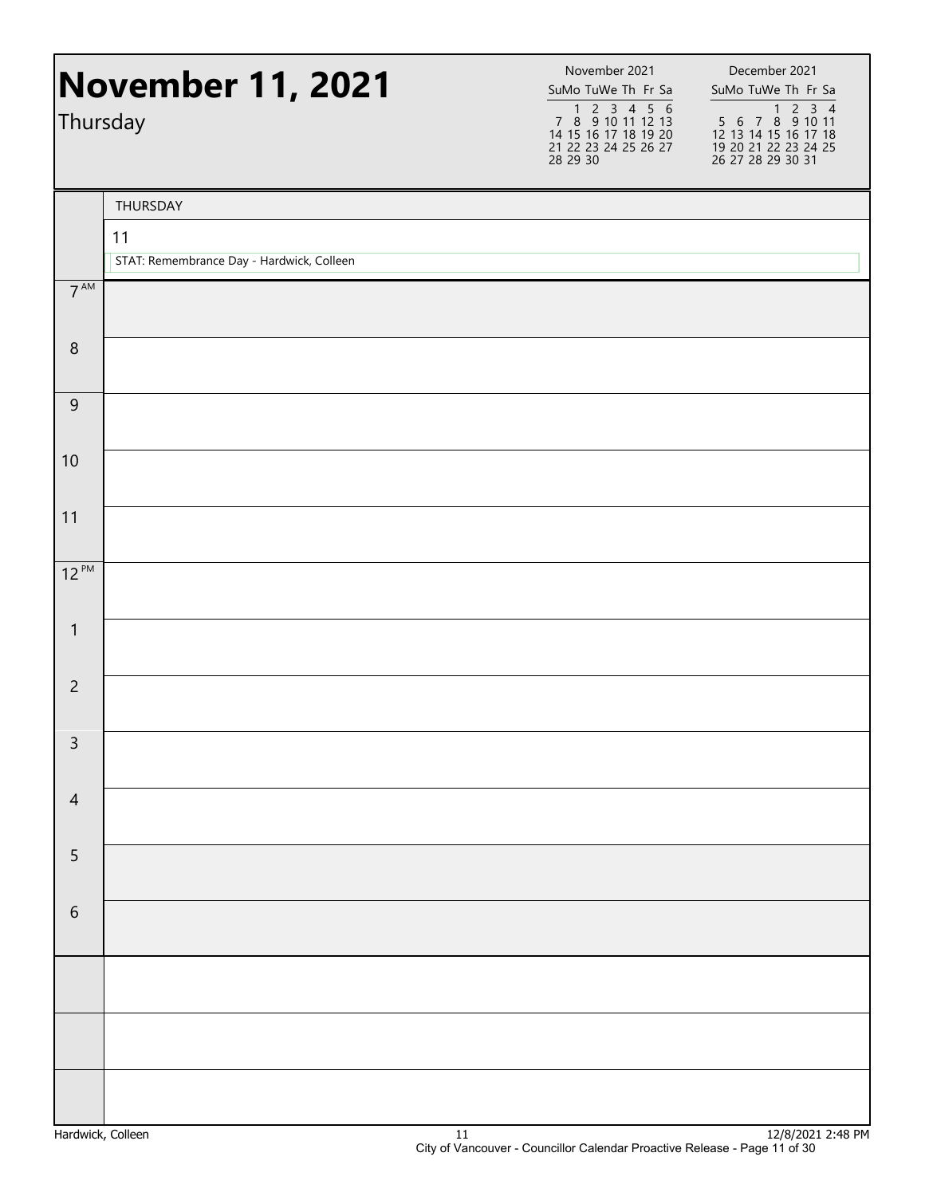# November 11, 2021

Thursday

| November 2021 | | | | | | |
|---|---|---|---|---|---|---|
| Su | Mo | Tu | We | Th | Fr | Sa |
| | 1 | 2 | 3 | 4 | 5 | 6 |
| 7 | 8 | 9 | 10 | 11 | 12 | 13 |
| 14 | 15 | 16 | 17 | 18 | 19 | 20 |
| 21 | 22 | 23 | 24 | 25 | 26 | 27 |
| 28 | 29 | 30 | | | | |

| December 2021 | | | | | | |
|---|---|---|---|---|---|---|
| Su | Mo | Tu | We | Th | Fr | Sa |
| | | | 1 | 2 | 3 | 4 |
| 5 | 6 | 7 | 8 | 9 | 10 | 11 |
| 12 | 13 | 14 | 15 | 16 | 17 | 18 |
| 19 | 20 | 21 | 22 | 23 | 24 | 25 |
| 26 | 27 | 28 | 29 | 30 | 31 | |

THURSDAY

11

STAT: Remembrance Day - Hardwick, Colleen

| Time | |
|---|---|
| 7 AM | |
| 8 | |
| 9 | |
| 10 | |
| 11 | |
| 12 PM | |
| 1 | |
| 2 | |
| 3 | |
| 4 | |
| 5 | |
| 6 | |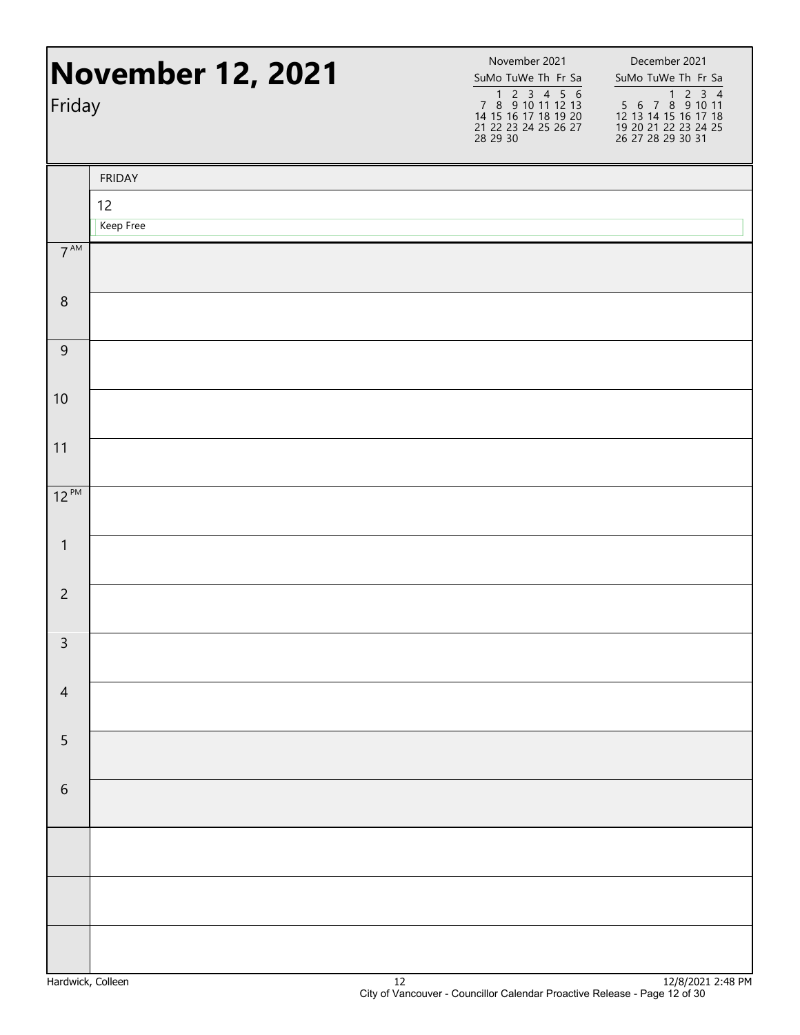# November 12, 2021

Friday

| November 2021 | | | | | | |
|---|---|---|---|---|---|---|
| Su | Mo | Tu | We | Th | Fr | Sa |
| | 1 | 2 | 3 | 4 | 5 | 6 |
| 7 | 8 | 9 | 10 | 11 | 12 | 13 |
| 14 | 15 | 16 | 17 | 18 | 19 | 20 |
| 21 | 22 | 23 | 24 | 25 | 26 | 27 |
| 28 | 29 | 30 | | | | |

| December 2021 | | | | | | |
|---|---|---|---|---|---|---|
| Su | Mo | Tu | We | Th | Fr | Sa |
| | | | 1 | 2 | 3 | 4 |
| 5 | 6 | 7 | 8 | 9 | 10 | 11 |
| 12 | 13 | 14 | 15 | 16 | 17 | 18 |
| 19 | 20 | 21 | 22 | 23 | 24 | 25 |
| 26 | 27 | 28 | 29 | 30 | 31 | |

| | FRIDAY |
|---|---|
| | 12 |
| | Keep Free |
| 7 AM | |
| 8 | |
| 9 | |
| 10 | |
| 11 | |
| 12 PM | |
| 1 | |
| 2 | |
| 3 | |
| 4 | |
| 5 | |
| 6 | |
| | |
| | |
| | |

Hardwick, Colleen 12/8/2021 2:48 PM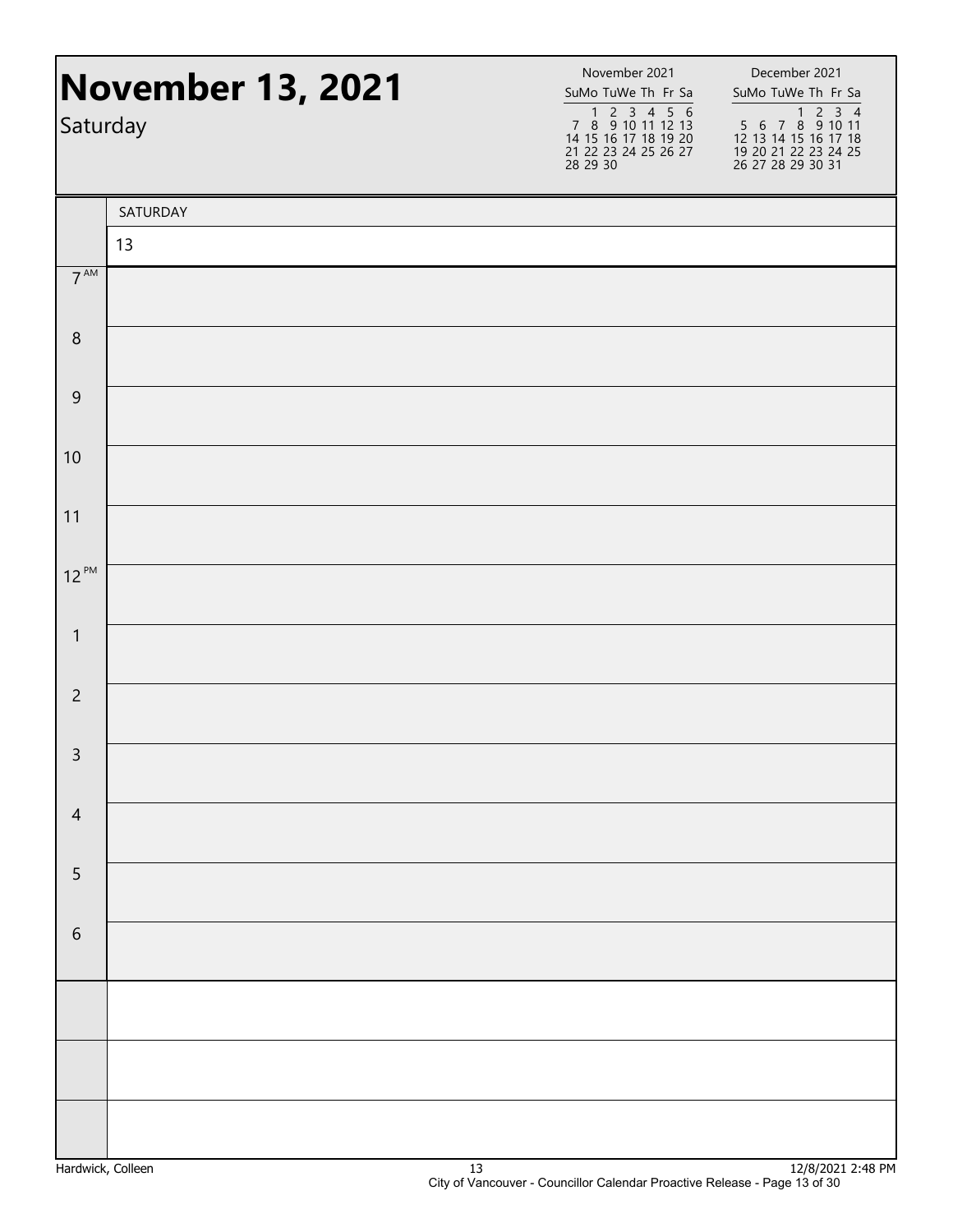# November 13, 2021

Saturday

| November 2021 | | | | | | |
|---|---|---|---|---|---|---|
| Su | Mo | Tu | We | Th | Fr | Sa |
| | 1 | 2 | 3 | 4 | 5 | 6 |
| 7 | 8 | 9 | 10 | 11 | 12 | 13 |
| 14 | 15 | 16 | 17 | 18 | 19 | 20 |
| 21 | 22 | 23 | 24 | 25 | 26 | 27 |
| 28 | 29 | 30 | | | | |

| December 2021 | | | | | | |
|---|---|---|---|---|---|---|
| Su | Mo | Tu | We | Th | Fr | Sa |
| | | | 1 | 2 | 3 | 4 |
| 5 | 6 | 7 | 8 | 9 | 10 | 11 |
| 12 | 13 | 14 | 15 | 16 | 17 | 18 |
| 19 | 20 | 21 | 22 | 23 | 24 | 25 |
| 26 | 27 | 28 | 29 | 30 | 31 | |

| | SATURDAY |
|---|---|
| | 13 |
| 7 AM | |
| 8 | |
| 9 | |
| 10 | |
| 11 | |
| 12 PM | |
| 1 | |
| 2 | |
| 3 | |
| 4 | |
| 5 | |
| 6 | |
| | |
| | |
| | |

Hardwick, Colleen | 13 | 12/8/2021 2:48 PM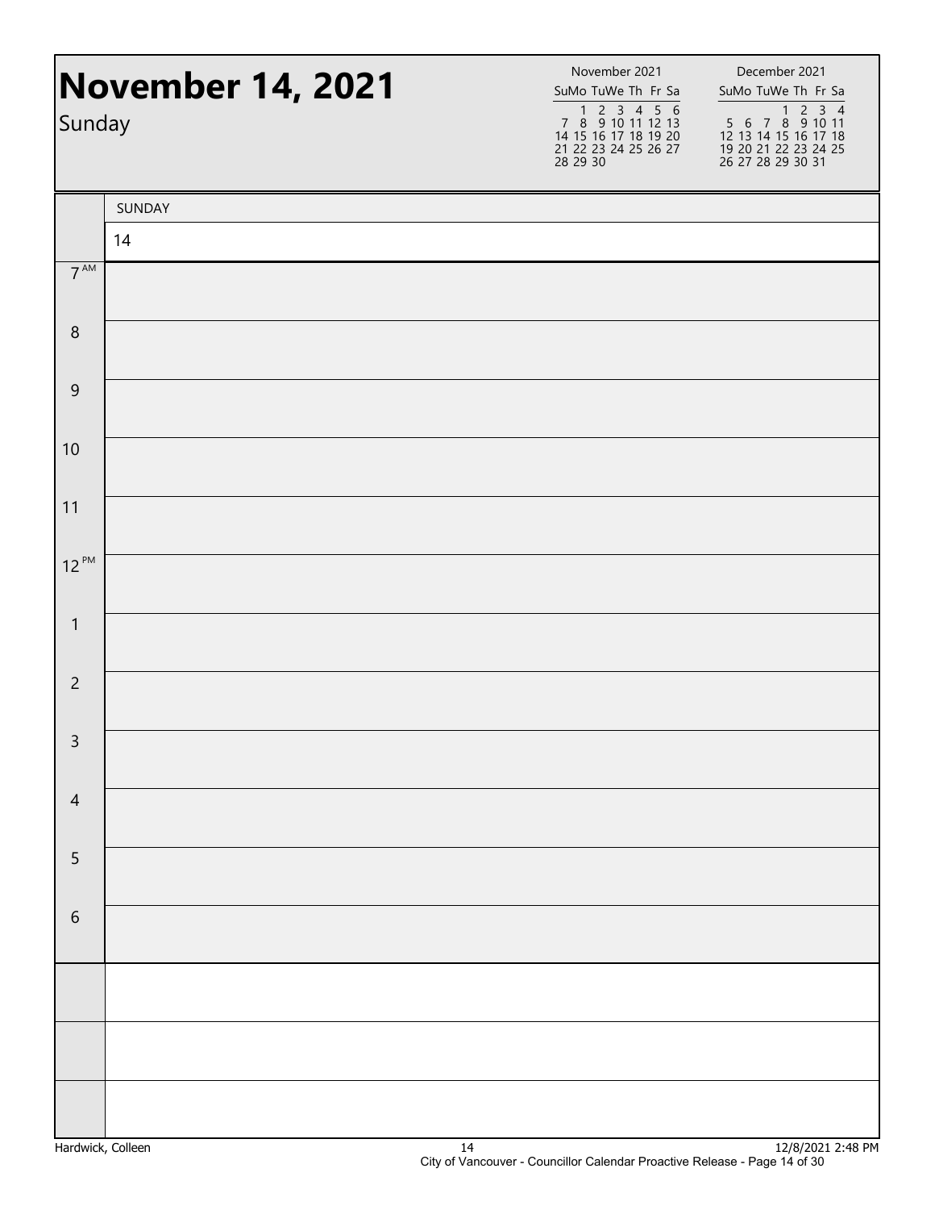# November 14, 2021

Sunday

| November 2021 | | | | | | |
|---|---|---|---|---|---|---|
| Su | Mo | Tu | We | Th | Fr | Sa |
| | 1 | 2 | 3 | 4 | 5 | 6 |
| 7 | 8 | 9 | 10 | 11 | 12 | 13 |
| 14 | 15 | 16 | 17 | 18 | 19 | 20 |
| 21 | 22 | 23 | 24 | 25 | 26 | 27 |
| 28 | 29 | 30 | | | | |

| December 2021 | | | | | | |
|---|---|---|---|---|---|---|
| Su | Mo | Tu | We | Th | Fr | Sa |
| | | | 1 | 2 | 3 | 4 |
| 5 | 6 | 7 | 8 | 9 | 10 | 11 |
| 12 | 13 | 14 | 15 | 16 | 17 | 18 |
| 19 | 20 | 21 | 22 | 23 | 24 | 25 |
| 26 | 27 | 28 | 29 | 30 | 31 | |

| | SUNDAY |
|---|---|
| | 14 |
| 7 AM | |
| 8 | |
| 9 | |
| 10 | |
| 11 | |
| 12 PM | |
| 1 | |
| 2 | |
| 3 | |
| 4 | |
| 5 | |
| 6 | |
| | |
| | |
| | |

Hardwick, Colleen

12/8/2021 2:48 PM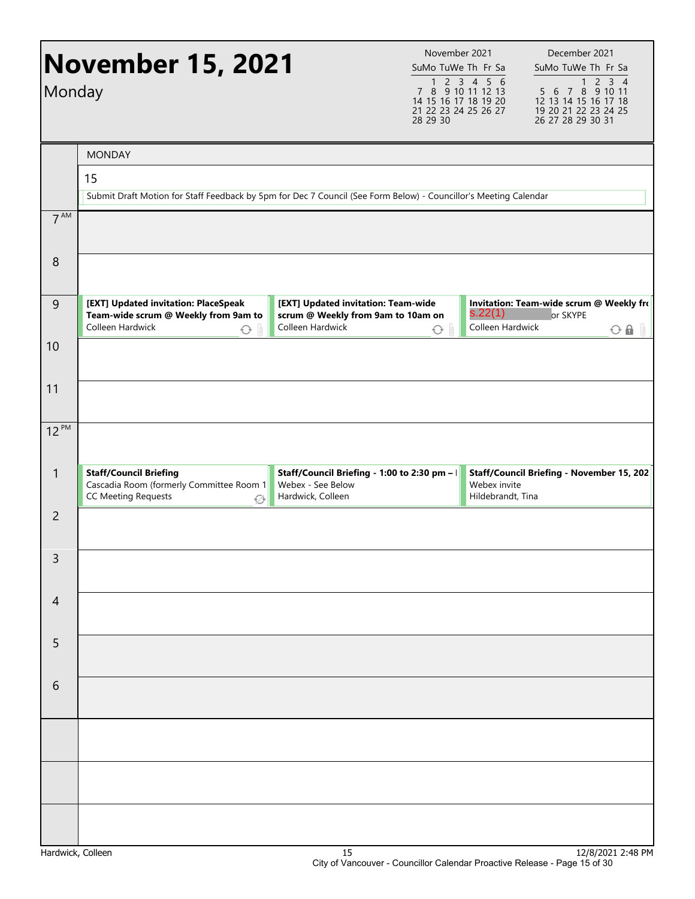# November 15, 2021

Monday

| November 2021 | | | | | | |
|---|---|---|---|---|---|---|
| Su | Mo | Tu | We | Th | Fr | Sa |
| | 1 | 2 | 3 | 4 | 5 | 6 |
| 7 | 8 | 9 | 10 | 11 | 12 | 13 |
| 14 | 15 | 16 | 17 | 18 | 19 | 20 |
| 21 | 22 | 23 | 24 | 25 | 26 | 27 |
| 28 | 29 | 30 | | | | |

| December 2021 | | | | | | |
|---|---|---|---|---|---|---|
| Su | Mo | Tu | We | Th | Fr | Sa |
| | | | 1 | 2 | 3 | 4 |
| 5 | 6 | 7 | 8 | 9 | 10 | 11 |
| 12 | 13 | 14 | 15 | 16 | 17 | 18 |
| 19 | 20 | 21 | 22 | 23 | 24 | 25 |
| 26 | 27 | 28 | 29 | 30 | 31 | |

MONDAY

15

Submit Draft Motion for Staff Feedback by 5pm for Dec 7 Council (See Form Below) - Councillor's Meeting Calendar

| Time | Event 1 | Event 2 | Event 3 |
|---|---|---|---|
| 7 AM | | | |
| 8 | | | |
| 9 | **[EXT] Updated invitation: PlaceSpeak Team-wide scrum @ Weekly from 9am to** Colleen Hardwick | **[EXT] Updated invitation: Team-wide scrum @ Weekly from 9am to 10am on** Colleen Hardwick | **Invitation: Team-wide scrum @ Weekly fr** s.22(1) or SKYPE Colleen Hardwick |
| 10 | | | |
| 11 | | | |
| 12 PM | | | |
| 1 | **Staff/Council Briefing** Cascadia Room (formerly Committee Room 1 CC Meeting Requests | **Staff/Council Briefing - 1:00 to 2:30 pm –** Webex - See Below Hardwick, Colleen | **Staff/Council Briefing - November 15, 202** Webex invite Hildebrandt, Tina |
| 2 | | | |
| 3 | | | |
| 4 | | | |
| 5 | | | |
| 6 | | | |

Hardwick, Colleen — 12/8/2021 2:48 PM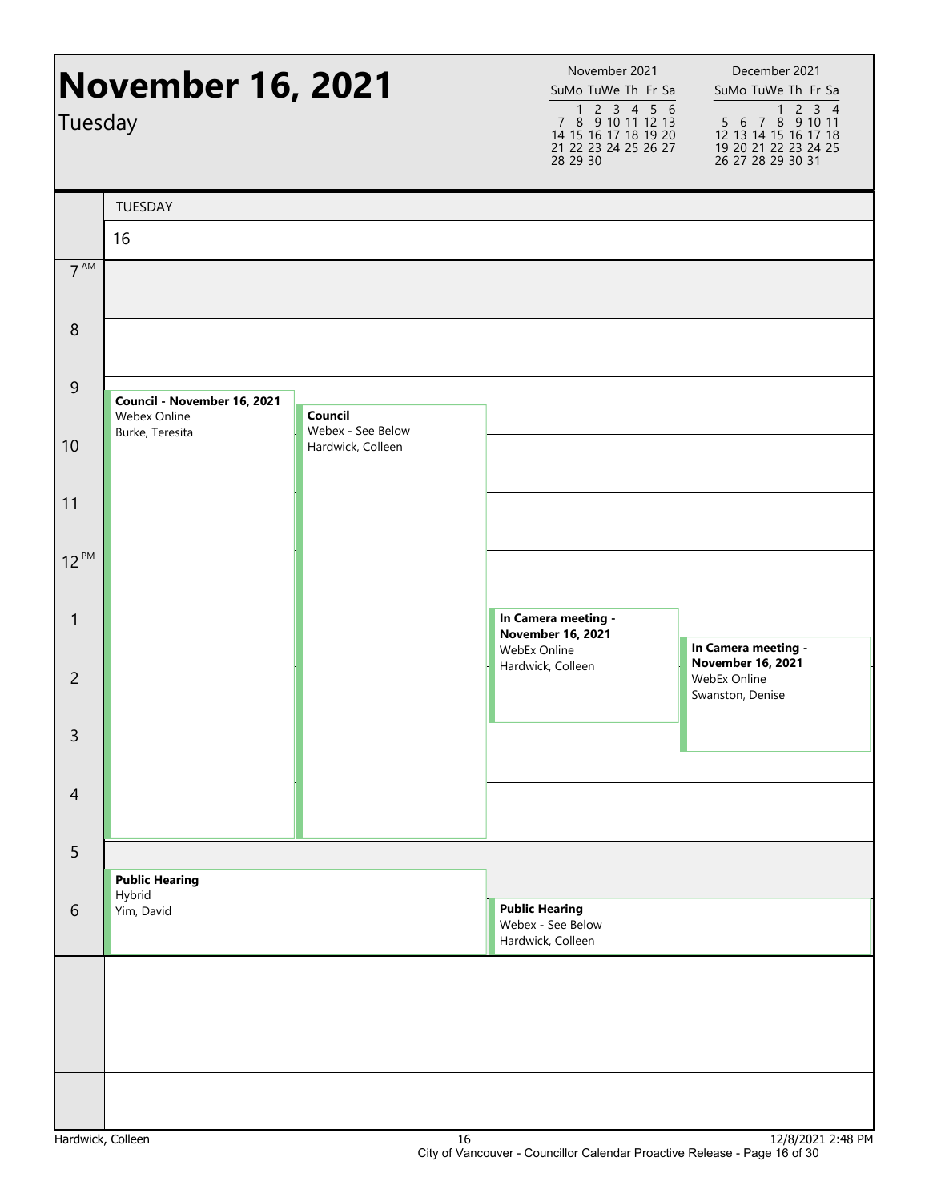# November 16, 2021

Tuesday

| November 2021 | | | | | | |
|---|---|---|---|---|---|---|
| Su | Mo | Tu | We | Th | Fr | Sa |
| | 1 | 2 | 3 | 4 | 5 | 6 |
| 7 | 8 | 9 | 10 | 11 | 12 | 13 |
| 14 | 15 | 16 | 17 | 18 | 19 | 20 |
| 21 | 22 | 23 | 24 | 25 | 26 | 27 |
| 28 | 29 | 30 | | | | |

| December 2021 | | | | | | |
|---|---|---|---|---|---|---|
| Su | Mo | Tu | We | Th | Fr | Sa |
| | | | 1 | 2 | 3 | 4 |
| 5 | 6 | 7 | 8 | 9 | 10 | 11 |
| 12 | 13 | 14 | 15 | 16 | 17 | 18 |
| 19 | 20 | 21 | 22 | 23 | 24 | 25 |
| 26 | 27 | 28 | 29 | 30 | 31 | |

TUESDAY 16

- **Council - November 16, 2021** (9:00 AM – 5:00 PM)
  Webex Online
  Burke, Teresita

- **Council** (9:15 AM – 5:00 PM)
  Webex - See Below
  Hardwick, Colleen

- **In Camera meeting - November 16, 2021** (1:00 PM – 3:00 PM)
  WebEx Online
  Hardwick, Colleen

- **In Camera meeting - November 16, 2021** (1:30 PM – 3:30 PM)
  WebEx Online
  Swanston, Denise

- **Public Hearing** (5:30 PM – 7:00 PM)
  Hybrid
  Yim, David

- **Public Hearing** (6:00 PM – 7:00 PM)
  Webex - See Below
  Hardwick, Colleen

Hardwick, Colleen 16 12/8/2021 2:48 PM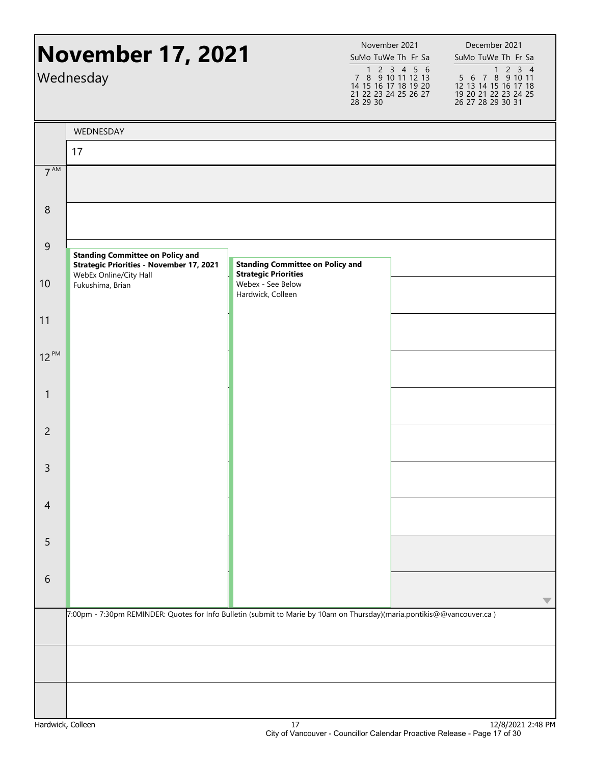# November 17, 2021

Wednesday

| November 2021 | | | | | | |
|---|---|---|---|---|---|---|
| Su | Mo | Tu | We | Th | Fr | Sa |
| | 1 | 2 | 3 | 4 | 5 | 6 |
| 7 | 8 | 9 | 10 | 11 | 12 | 13 |
| 14 | 15 | 16 | 17 | 18 | 19 | 20 |
| 21 | 22 | 23 | 24 | 25 | 26 | 27 |
| 28 | 29 | 30 | | | | |

| December 2021 | | | | | | |
|---|---|---|---|---|---|---|
| Su | Mo | Tu | We | Th | Fr | Sa |
| | | | 1 | 2 | 3 | 4 |
| 5 | 6 | 7 | 8 | 9 | 10 | 11 |
| 12 | 13 | 14 | 15 | 16 | 17 | 18 |
| 19 | 20 | 21 | 22 | 23 | 24 | 25 |
| 26 | 27 | 28 | 29 | 30 | 31 | |

WEDNESDAY

17

**Standing Committee on Policy and Strategic Priorities - November 17, 2021**
WebEx Online/City Hall
Fukushima, Brian

**Standing Committee on Policy and Strategic Priorities**
Webex - See Below
Hardwick, Colleen

7:00pm - 7:30pm REMINDER: Quotes for Info Bulletin (submit to Marie by 10am on Thursday)(maria.pontikis@@vancouver.ca )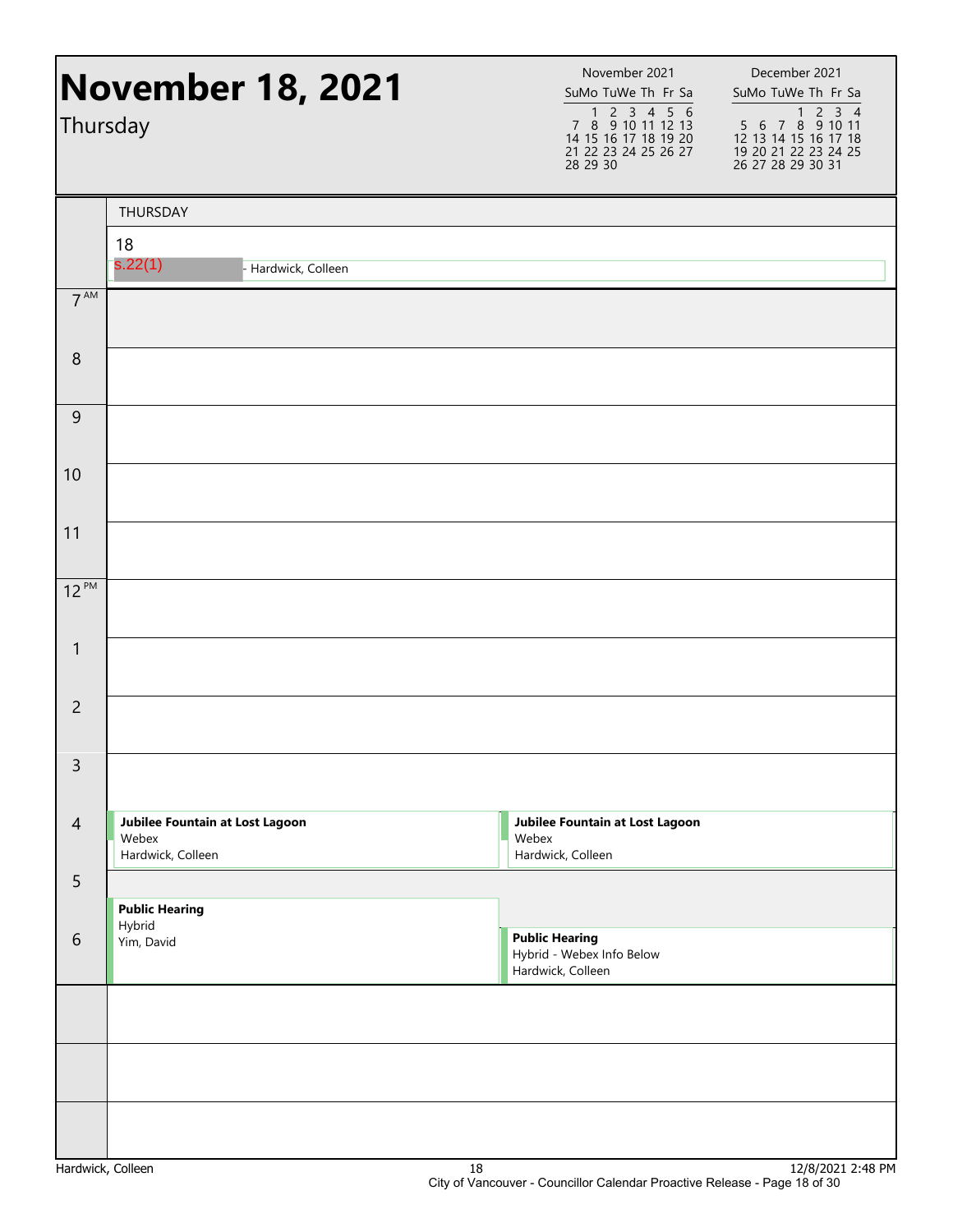# November 18, 2021

Thursday

| November 2021 | | | | | | |
|---|---|---|---|---|---|---|
| Su | Mo | Tu | We | Th | Fr | Sa |
| | 1 | 2 | 3 | 4 | 5 | 6 |
| 7 | 8 | 9 | 10 | 11 | 12 | 13 |
| 14 | 15 | 16 | 17 | 18 | 19 | 20 |
| 21 | 22 | 23 | 24 | 25 | 26 | 27 |
| 28 | 29 | 30 | | | | |

| December 2021 | | | | | | |
|---|---|---|---|---|---|---|
| Su | Mo | Tu | We | Th | Fr | Sa |
| | | | 1 | 2 | 3 | 4 |
| 5 | 6 | 7 | 8 | 9 | 10 | 11 |
| 12 | 13 | 14 | 15 | 16 | 17 | 18 |
| 19 | 20 | 21 | 22 | 23 | 24 | 25 |
| 26 | 27 | 28 | 29 | 30 | 31 | |

THURSDAY

18

s.22(1) - Hardwick, Colleen

| Time | Event | Event |
|---|---|---|
| 7 AM | | |
| 8 | | |
| 9 | | |
| 10 | | |
| 11 | | |
| 12 PM | | |
| 1 | | |
| 2 | | |
| 3 | | |
| 4 | **Jubilee Fountain at Lost Lagoon** Webex Hardwick, Colleen | **Jubilee Fountain at Lost Lagoon** Webex Hardwick, Colleen |
| 5 | **Public Hearing** Hybrid Yim, David | |
| 6 | | **Public Hearing** Hybrid - Webex Info Below Hardwick, Colleen |

Hardwick, Colleen 18 12/8/2021 2:48 PM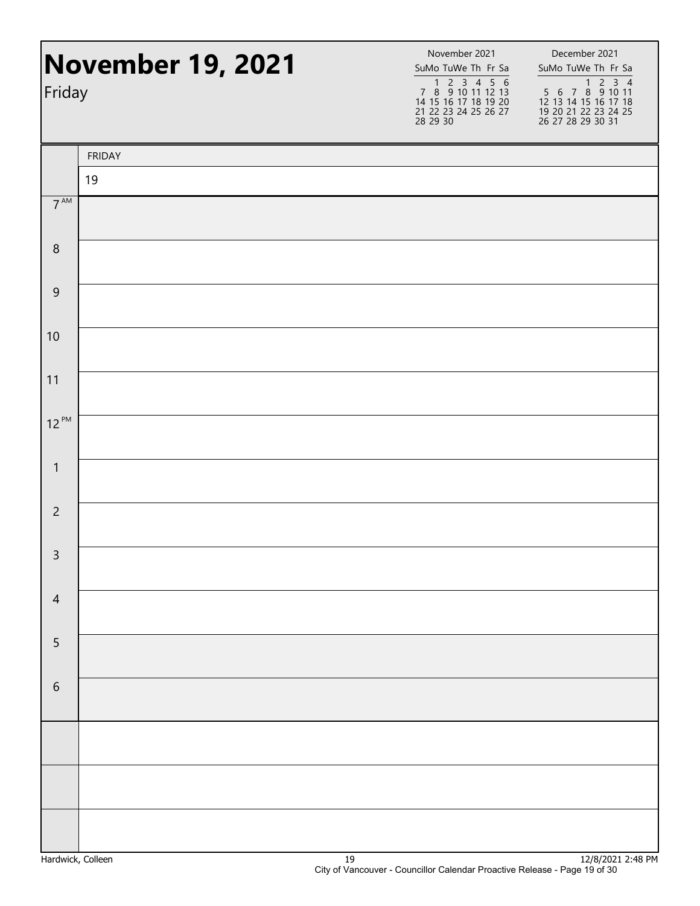# November 19, 2021

Friday

| November 2021 | | | | | | |
|---|---|---|---|---|---|---|
| Su | Mo | Tu | We | Th | Fr | Sa |
| | 1 | 2 | 3 | 4 | 5 | 6 |
| 7 | 8 | 9 | 10 | 11 | 12 | 13 |
| 14 | 15 | 16 | 17 | 18 | 19 | 20 |
| 21 | 22 | 23 | 24 | 25 | 26 | 27 |
| 28 | 29 | 30 | | | | |

| December 2021 | | | | | | |
|---|---|---|---|---|---|---|
| Su | Mo | Tu | We | Th | Fr | Sa |
| | | | 1 | 2 | 3 | 4 |
| 5 | 6 | 7 | 8 | 9 | 10 | 11 |
| 12 | 13 | 14 | 15 | 16 | 17 | 18 |
| 19 | 20 | 21 | 22 | 23 | 24 | 25 |
| 26 | 27 | 28 | 29 | 30 | 31 | |

| | FRIDAY |
|---|---|
| | 19 |
| 7 AM | |
| 8 | |
| 9 | |
| 10 | |
| 11 | |
| 12 PM | |
| 1 | |
| 2 | |
| 3 | |
| 4 | |
| 5 | |
| 6 | |
| | |
| | |
| | |

Hardwick, Colleen | 19 | 12/8/2021 2:48 PM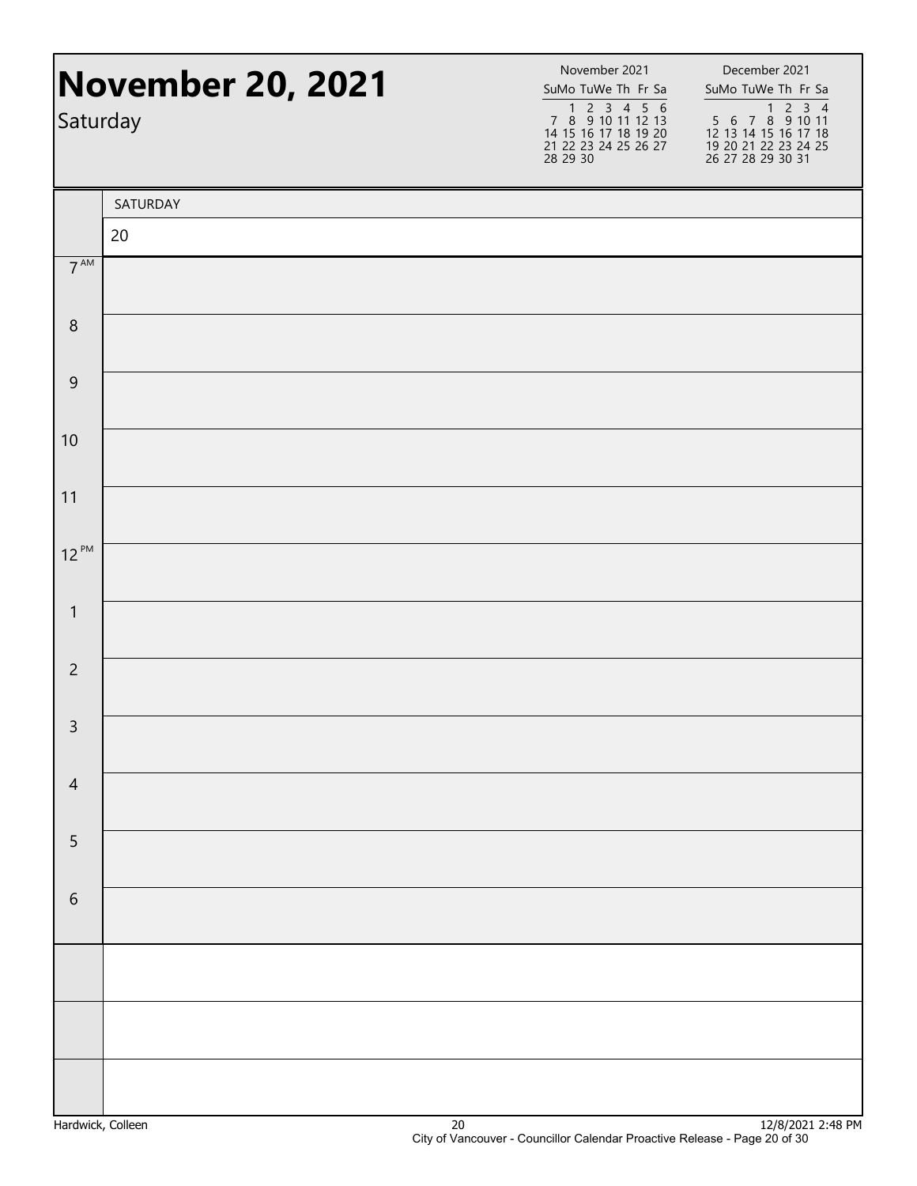# November 20, 2021

Saturday

November 2021

| Su | Mo | Tu | We | Th | Fr | Sa |
|---|---|---|---|---|---|---|
| | 1 | 2 | 3 | 4 | 5 | 6 |
| 7 | 8 | 9 | 10 | 11 | 12 | 13 |
| 14 | 15 | 16 | 17 | 18 | 19 | 20 |
| 21 | 22 | 23 | 24 | 25 | 26 | 27 |
| 28 | 29 | 30 | | | | |

December 2021

| Su | Mo | Tu | We | Th | Fr | Sa |
|---|---|---|---|---|---|---|
| | | | 1 | 2 | 3 | 4 |
| 5 | 6 | 7 | 8 | 9 | 10 | 11 |
| 12 | 13 | 14 | 15 | 16 | 17 | 18 |
| 19 | 20 | 21 | 22 | 23 | 24 | 25 |
| 26 | 27 | 28 | 29 | 30 | 31 | |

| | SATURDAY |
|---|---|
| | 20 |
| 7 AM | |
| 8 | |
| 9 | |
| 10 | |
| 11 | |
| 12 PM | |
| 1 | |
| 2 | |
| 3 | |
| 4 | |
| 5 | |
| 6 | |
| | |
| | |
| | |

Hardwick, Colleen

12/8/2021 2:48 PM

City of Vancouver - Councillor Calendar Proactive Release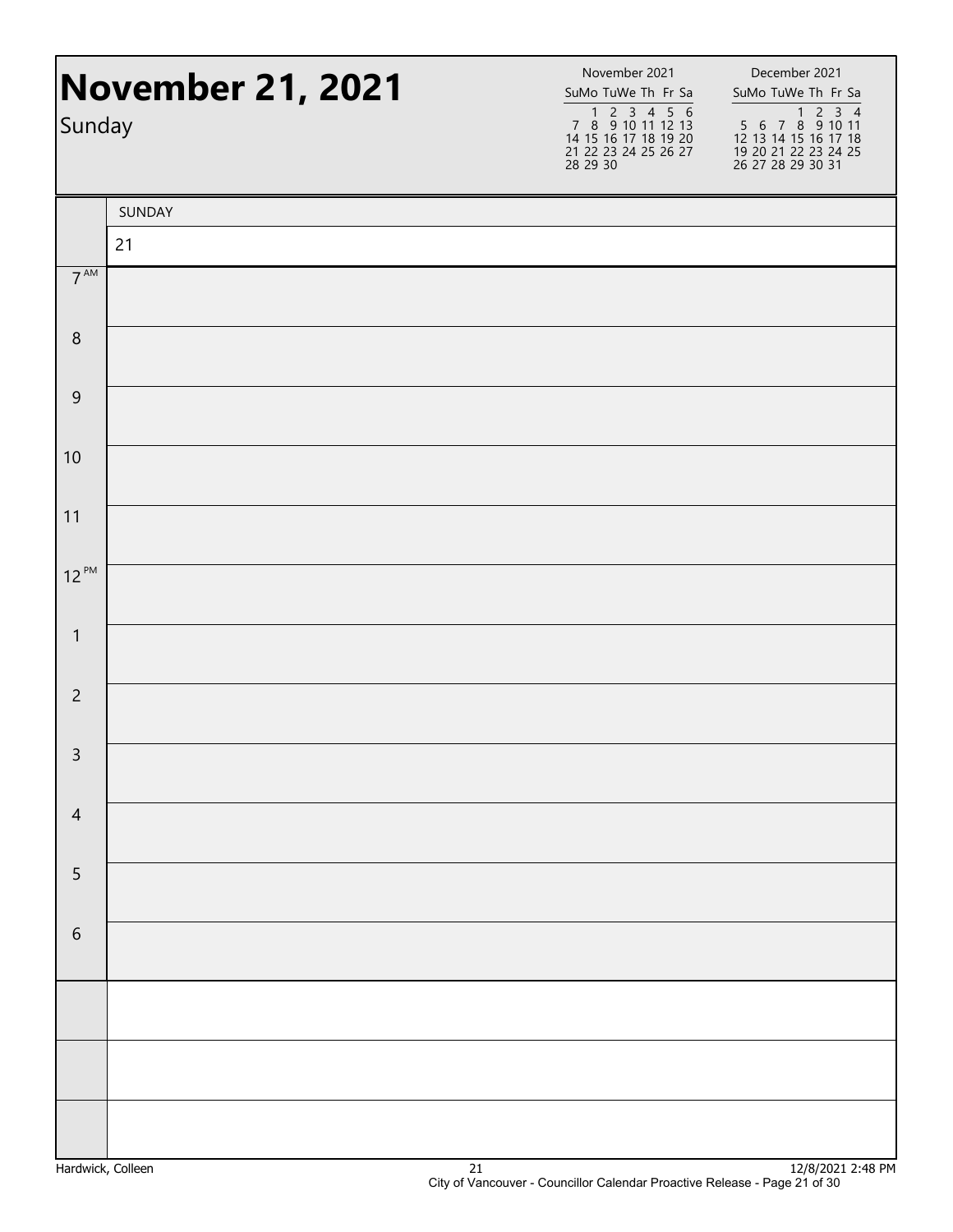# November 21, 2021

Sunday

November 2021

| Su | Mo | Tu | We | Th | Fr | Sa |
|---|---|---|---|---|---|---|
| | 1 | 2 | 3 | 4 | 5 | 6 |
| 7 | 8 | 9 | 10 | 11 | 12 | 13 |
| 14 | 15 | 16 | 17 | 18 | 19 | 20 |
| 21 | 22 | 23 | 24 | 25 | 26 | 27 |
| 28 | 29 | 30 | | | | |

December 2021

| Su | Mo | Tu | We | Th | Fr | Sa |
|---|---|---|---|---|---|---|
| | | | 1 | 2 | 3 | 4 |
| 5 | 6 | 7 | 8 | 9 | 10 | 11 |
| 12 | 13 | 14 | 15 | 16 | 17 | 18 |
| 19 | 20 | 21 | 22 | 23 | 24 | 25 |
| 26 | 27 | 28 | 29 | 30 | 31 | |

| | SUNDAY |
|---|---|
| | 21 |
| 7 AM | |
| 8 | |
| 9 | |
| 10 | |
| 11 | |
| 12 PM | |
| 1 | |
| 2 | |
| 3 | |
| 4 | |
| 5 | |
| 6 | |
| | |
| | |
| | |

Hardwick, Colleen

12/8/2021 2:48 PM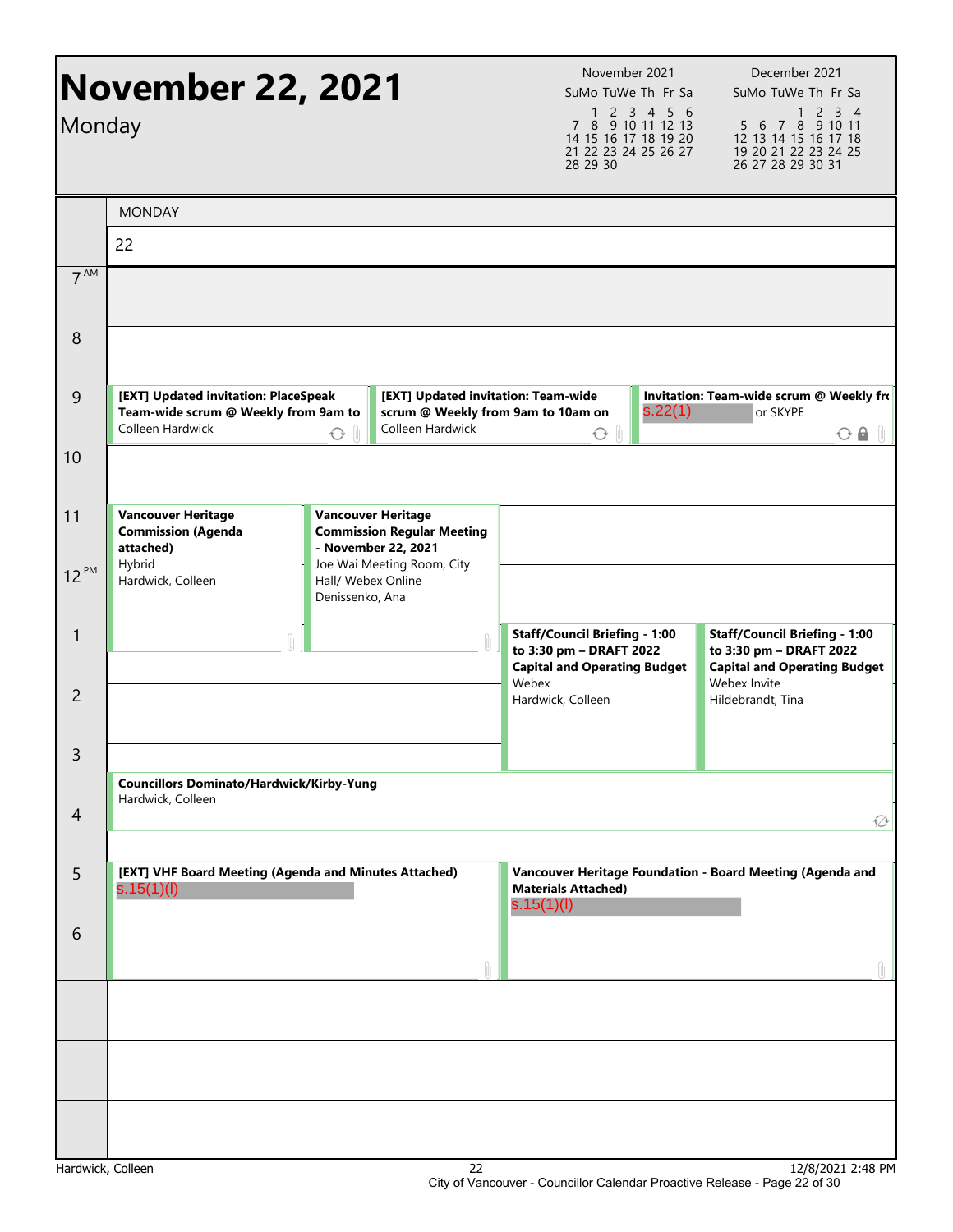# November 22, 2021

Monday

| November 2021 | | | | | | |
|---|---|---|---|---|---|---|
| Su | Mo | Tu | We | Th | Fr | Sa |
| | 1 | 2 | 3 | 4 | 5 | 6 |
| 7 | 8 | 9 | 10 | 11 | 12 | 13 |
| 14 | 15 | 16 | 17 | 18 | 19 | 20 |
| 21 | 22 | 23 | 24 | 25 | 26 | 27 |
| 28 | 29 | 30 | | | | |

| December 2021 | | | | | | |
|---|---|---|---|---|---|---|
| Su | Mo | Tu | We | Th | Fr | Sa |
| | | | 1 | 2 | 3 | 4 |
| 5 | 6 | 7 | 8 | 9 | 10 | 11 |
| 12 | 13 | 14 | 15 | 16 | 17 | 18 |
| 19 | 20 | 21 | 22 | 23 | 24 | 25 |
| 26 | 27 | 28 | 29 | 30 | 31 | |

MONDAY 22

**9 AM**

- **[EXT] Updated invitation: PlaceSpeak Team-wide scrum @ Weekly from 9am to** — Colleen Hardwick
- **[EXT] Updated invitation: Team-wide scrum @ Weekly from 9am to 10am on** — Colleen Hardwick
- **Invitation: Team-wide scrum @ Weekly fr** — s.22(1) or SKYPE

**11 AM**

- **Vancouver Heritage Commission (Agenda attached)** — Hybrid — Hardwick, Colleen
- **Vancouver Heritage Commission Regular Meeting - November 22, 2021** — Joe Wai Meeting Room, City Hall/ Webex Online — Denissenko, Ana

**1 PM**

- **Staff/Council Briefing - 1:00 to 3:30 pm – DRAFT 2022 Capital and Operating Budget** — Webex — Hardwick, Colleen
- **Staff/Council Briefing - 1:00 to 3:30 pm – DRAFT 2022 Capital and Operating Budget** — Webex Invite — Hildebrandt, Tina

**3:30 PM**

- **Councillors Dominato/Hardwick/Kirby-Yung** — Hardwick, Colleen

**5 PM**

- **[EXT] VHF Board Meeting (Agenda and Minutes Attached)** — s.15(1)(l)
- **Vancouver Heritage Foundation - Board Meeting (Agenda and Materials Attached)** — s.15(1)(l)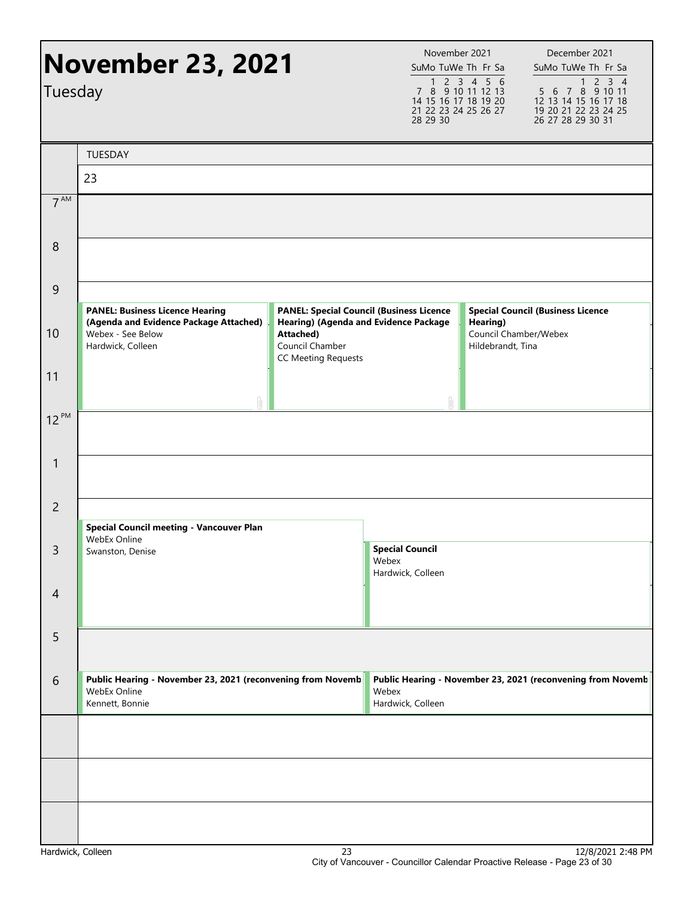# November 23, 2021

Tuesday

| November 2021 | | | | | | |
|---|---|---|---|---|---|---|
| Su | Mo | Tu | We | Th | Fr | Sa |
| | 1 | 2 | 3 | 4 | 5 | 6 |
| 7 | 8 | 9 | 10 | 11 | 12 | 13 |
| 14 | 15 | 16 | 17 | 18 | 19 | 20 |
| 21 | 22 | 23 | 24 | 25 | 26 | 27 |
| 28 | 29 | 30 | | | | |

| December 2021 | | | | | | |
|---|---|---|---|---|---|---|
| Su | Mo | Tu | We | Th | Fr | Sa |
| | | | 1 | 2 | 3 | 4 |
| 5 | 6 | 7 | 8 | 9 | 10 | 11 |
| 12 | 13 | 14 | 15 | 16 | 17 | 18 |
| 19 | 20 | 21 | 22 | 23 | 24 | 25 |
| 26 | 27 | 28 | 29 | 30 | 31 | |

## TUESDAY 23

**9:30 AM – 12 PM**

- **PANEL: Business Licence Hearing (Agenda and Evidence Package Attached)**
  Webex - See Below
  Hardwick, Colleen

- **PANEL: Special Council (Business Licence Hearing) (Agenda and Evidence Package Attached)**
  Council Chamber
  CC Meeting Requests

- **Special Council (Business Licence Hearing)**
  Council Chamber/Webex
  Hildebrandt, Tina

**2:30 PM – 5 PM**

- **Special Council meeting - Vancouver Plan**
  WebEx Online
  Swanston, Denise

**3 PM – 5 PM**

- **Special Council**
  Webex
  Hardwick, Colleen

**6 PM**

- **Public Hearing - November 23, 2021 (reconvening from Novemb**
  WebEx Online
  Kennett, Bonnie

- **Public Hearing - November 23, 2021 (reconvening from Novemb**
  Webex
  Hardwick, Colleen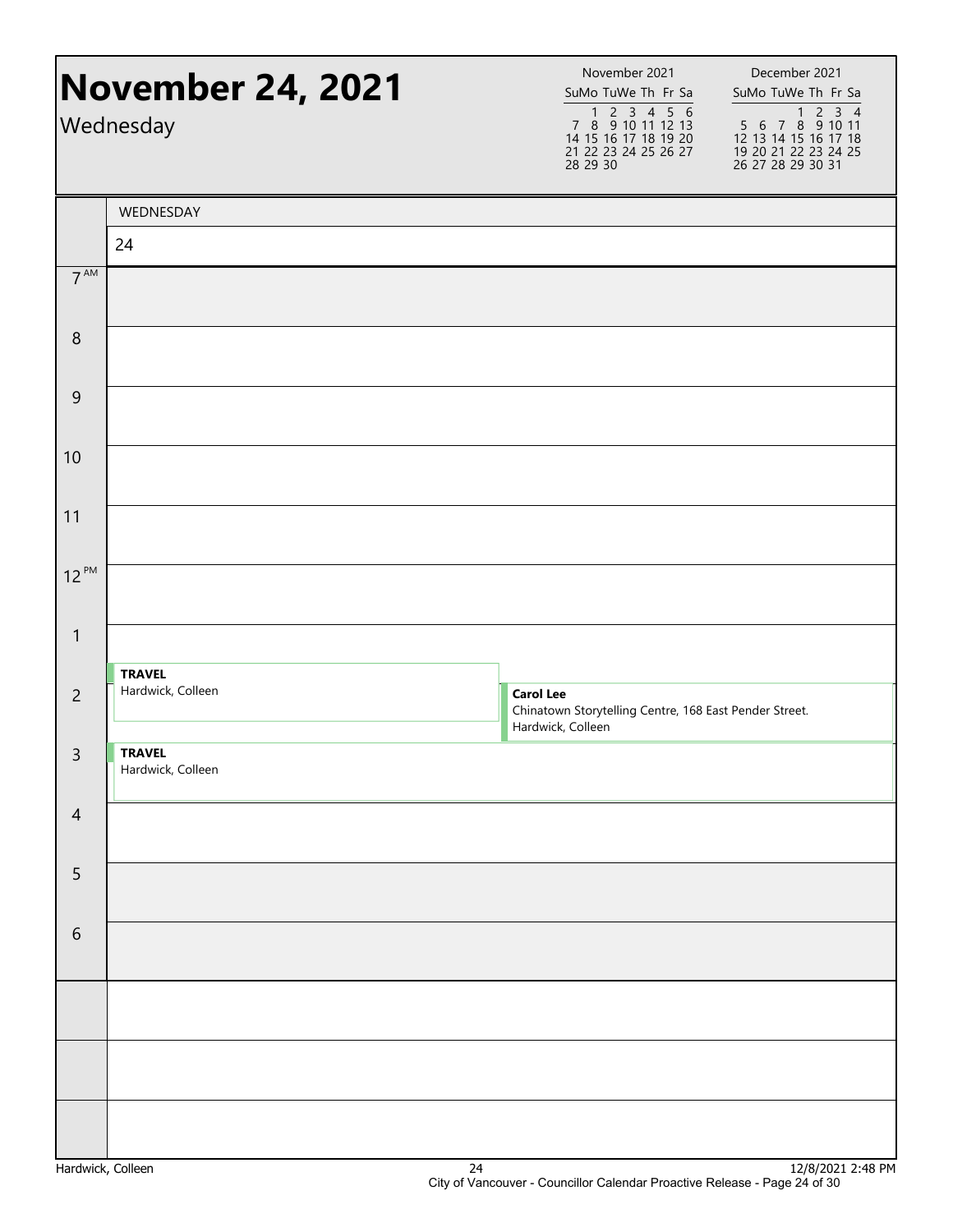# November 24, 2021

Wednesday

| November 2021 | | | | | | |
|---|---|---|---|---|---|---|
| Su | Mo | Tu | We | Th | Fr | Sa |
| | 1 | 2 | 3 | 4 | 5 | 6 |
| 7 | 8 | 9 | 10 | 11 | 12 | 13 |
| 14 | 15 | 16 | 17 | 18 | 19 | 20 |
| 21 | 22 | 23 | 24 | 25 | 26 | 27 |
| 28 | 29 | 30 | | | | |

| December 2021 | | | | | | |
|---|---|---|---|---|---|---|
| Su | Mo | Tu | We | Th | Fr | Sa |
| | | | 1 | 2 | 3 | 4 |
| 5 | 6 | 7 | 8 | 9 | 10 | 11 |
| 12 | 13 | 14 | 15 | 16 | 17 | 18 |
| 19 | 20 | 21 | 22 | 23 | 24 | 25 |
| 26 | 27 | 28 | 29 | 30 | 31 | |

| Time | WEDNESDAY 24 |
|---|---|
| 7 AM | |
| 8 | |
| 9 | |
| 10 | |
| 11 | |
| 12 PM | |
| 1 | **TRAVEL** Hardwick, Colleen |
| 2 | **Carol Lee** Chinatown Storytelling Centre, 168 East Pender Street. Hardwick, Colleen |
| 3 | **TRAVEL** Hardwick, Colleen |
| 4 | |
| 5 | |
| 6 | |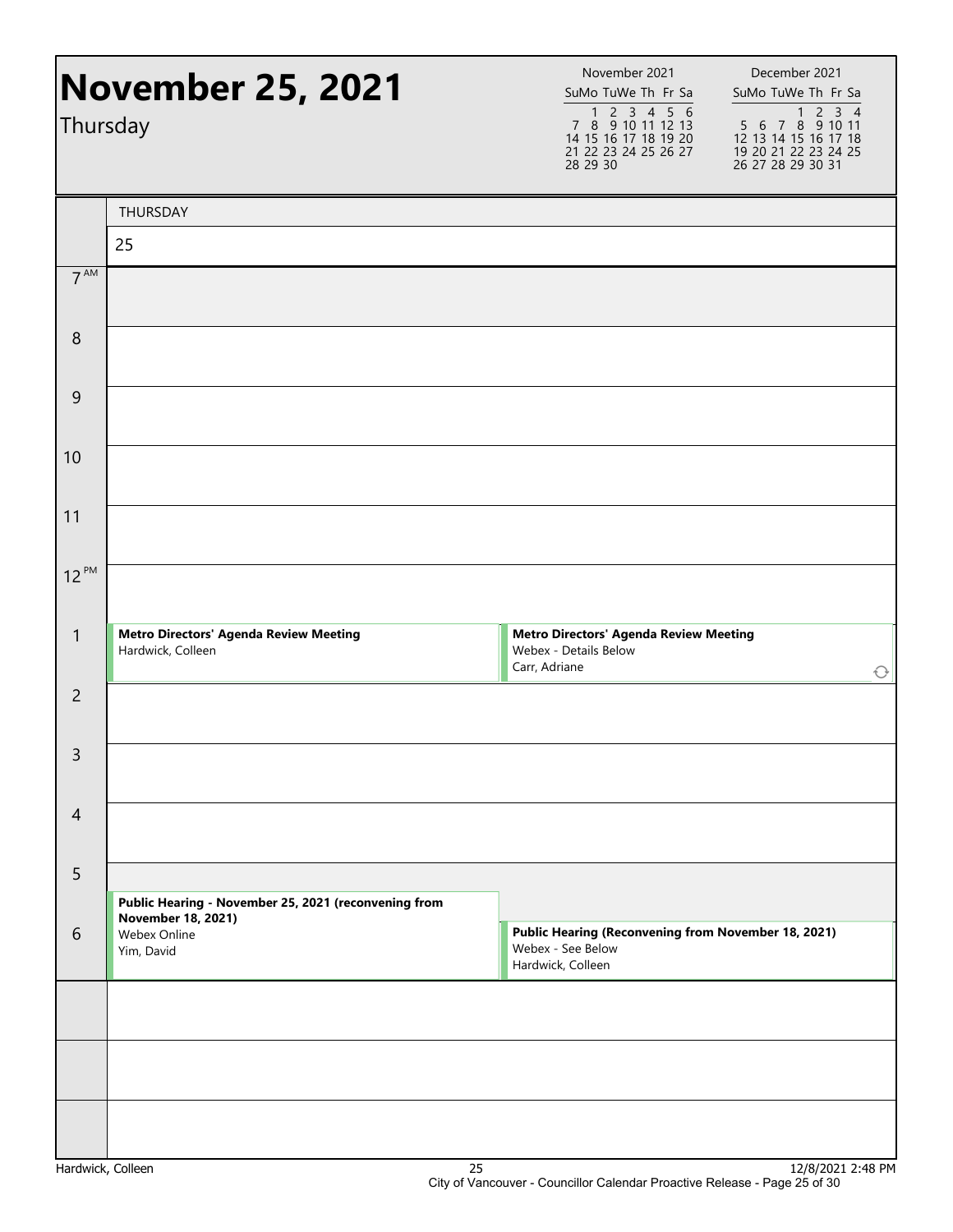# November 25, 2021

Thursday

| November 2021 | | | | | | |
|---|---|---|---|---|---|---|
| Su | Mo | Tu | We | Th | Fr | Sa |
| | 1 | 2 | 3 | 4 | 5 | 6 |
| 7 | 8 | 9 | 10 | 11 | 12 | 13 |
| 14 | 15 | 16 | 17 | 18 | 19 | 20 |
| 21 | 22 | 23 | 24 | 25 | 26 | 27 |
| 28 | 29 | 30 | | | | |

| December 2021 | | | | | | |
|---|---|---|---|---|---|---|
| Su | Mo | Tu | We | Th | Fr | Sa |
| | | | 1 | 2 | 3 | 4 |
| 5 | 6 | 7 | 8 | 9 | 10 | 11 |
| 12 | 13 | 14 | 15 | 16 | 17 | 18 |
| 19 | 20 | 21 | 22 | 23 | 24 | 25 |
| 26 | 27 | 28 | 29 | 30 | 31 | |

THURSDAY 25

| Time | Events | |
|---|---|---|
| 7 AM | | |
| 8 | | |
| 9 | | |
| 10 | | |
| 11 | | |
| 12 PM | | |
| 1 | **Metro Directors' Agenda Review Meeting**<br>Hardwick, Colleen | **Metro Directors' Agenda Review Meeting**<br>Webex - Details Below<br>Carr, Adriane |
| 2 | | |
| 3 | | |
| 4 | | |
| 5 | **Public Hearing - November 25, 2021 (reconvening from November 18, 2021)**<br>Webex Online<br>Yim, David | |
| 6 | | **Public Hearing (Reconvening from November 18, 2021)**<br>Webex - See Below<br>Hardwick, Colleen |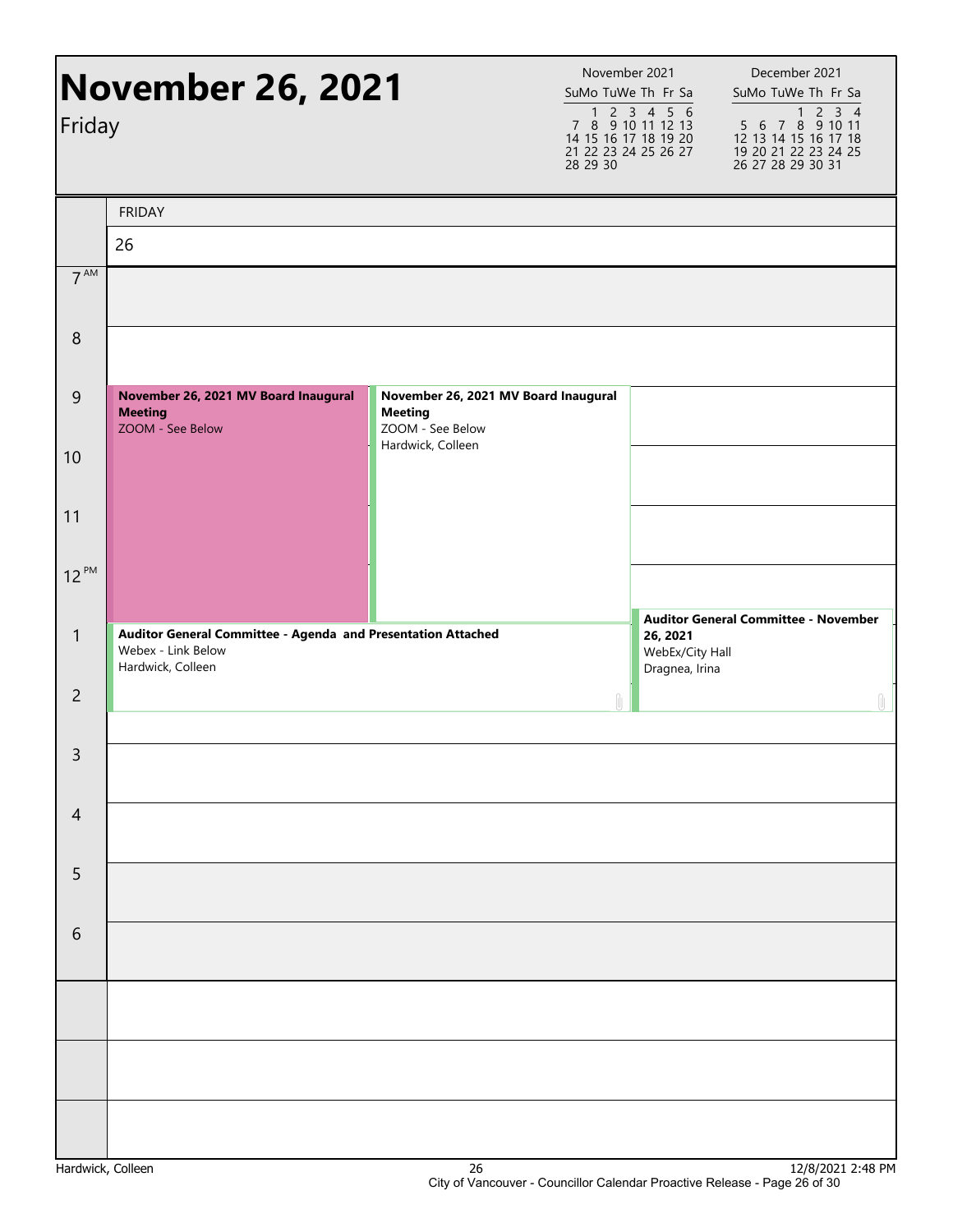# November 26, 2021

Friday

| November 2021 | | | | | | |
|---|---|---|---|---|---|---|
| Su | Mo | Tu | We | Th | Fr | Sa |
| | 1 | 2 | 3 | 4 | 5 | 6 |
| 7 | 8 | 9 | 10 | 11 | 12 | 13 |
| 14 | 15 | 16 | 17 | 18 | 19 | 20 |
| 21 | 22 | 23 | 24 | 25 | 26 | 27 |
| 28 | 29 | 30 | | | | |

| December 2021 | | | | | | |
|---|---|---|---|---|---|---|
| Su | Mo | Tu | We | Th | Fr | Sa |
| | | | 1 | 2 | 3 | 4 |
| 5 | 6 | 7 | 8 | 9 | 10 | 11 |
| 12 | 13 | 14 | 15 | 16 | 17 | 18 |
| 19 | 20 | 21 | 22 | 23 | 24 | 25 |
| 26 | 27 | 28 | 29 | 30 | 31 | |

FRIDAY 26

| Time | Events |
|---|---|
| 7 AM | |
| 8 | |
| 9 | **November 26, 2021 MV Board Inaugural Meeting** ZOOM - See Below |
| 9 | **November 26, 2021 MV Board Inaugural Meeting** ZOOM - See Below Hardwick, Colleen |
| 10 | |
| 11 | |
| 12 PM | |
| 1 | **Auditor General Committee - Agenda and Presentation Attached** Webex - Link Below Hardwick, Colleen |
| 1 | **Auditor General Committee - November 26, 2021** WebEx/City Hall Dragnea, Irina |
| 2 | |
| 3 | |
| 4 | |
| 5 | |
| 6 | |

Hardwick, Colleen

12/8/2021 2:48 PM

City of Vancouver - Councillor Calendar Proactive Release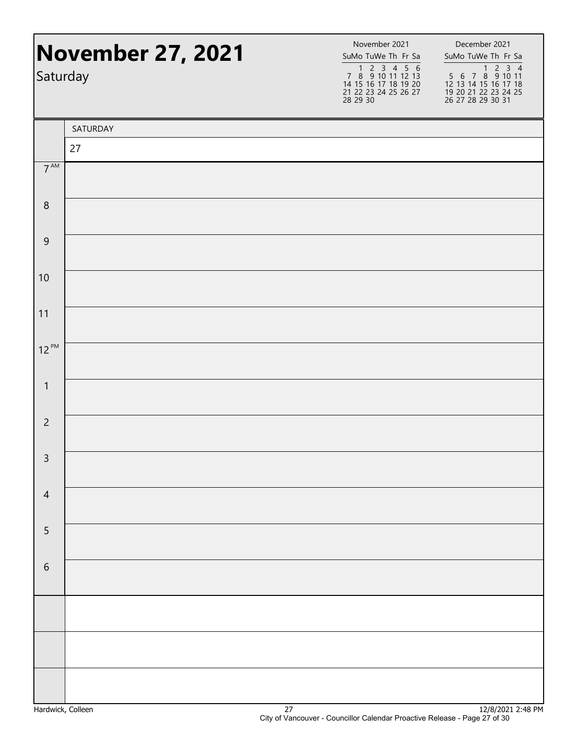# November 27, 2021

Saturday

| November 2021 | | | | | | |
|---|---|---|---|---|---|---|
| Su | Mo | Tu | We | Th | Fr | Sa |
| | 1 | 2 | 3 | 4 | 5 | 6 |
| 7 | 8 | 9 | 10 | 11 | 12 | 13 |
| 14 | 15 | 16 | 17 | 18 | 19 | 20 |
| 21 | 22 | 23 | 24 | 25 | 26 | 27 |
| 28 | 29 | 30 | | | | |

| December 2021 | | | | | | |
|---|---|---|---|---|---|---|
| Su | Mo | Tu | We | Th | Fr | Sa |
| | | | 1 | 2 | 3 | 4 |
| 5 | 6 | 7 | 8 | 9 | 10 | 11 |
| 12 | 13 | 14 | 15 | 16 | 17 | 18 |
| 19 | 20 | 21 | 22 | 23 | 24 | 25 |
| 26 | 27 | 28 | 29 | 30 | 31 | |

| | SATURDAY |
|---|---|
| | 27 |
| 7 AM | |
| 8 | |
| 9 | |
| 10 | |
| 11 | |
| 12 PM | |
| 1 | |
| 2 | |
| 3 | |
| 4 | |
| 5 | |
| 6 | |
| | |
| | |
| | |

Hardwick, Colleen — 12/8/2021 2:48 PM

City of Vancouver - Councillor Calendar Proactive Release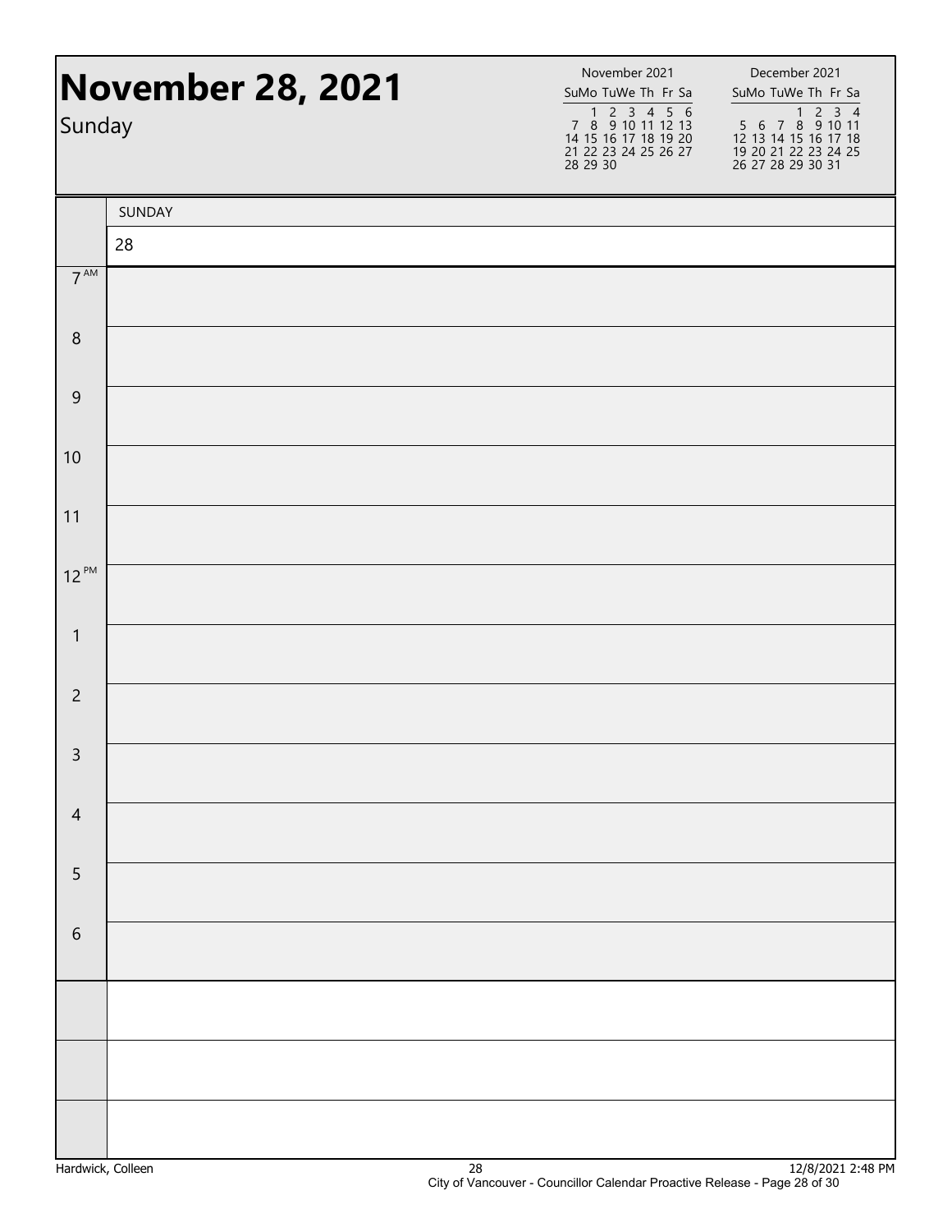# November 28, 2021

Sunday

| November 2021 | | | | | | |
|---|---|---|---|---|---|---|
| Su | Mo | Tu | We | Th | Fr | Sa |
| | 1 | 2 | 3 | 4 | 5 | 6 |
| 7 | 8 | 9 | 10 | 11 | 12 | 13 |
| 14 | 15 | 16 | 17 | 18 | 19 | 20 |
| 21 | 22 | 23 | 24 | 25 | 26 | 27 |
| 28 | 29 | 30 | | | | |

| December 2021 | | | | | | |
|---|---|---|---|---|---|---|
| Su | Mo | Tu | We | Th | Fr | Sa |
| | | | 1 | 2 | 3 | 4 |
| 5 | 6 | 7 | 8 | 9 | 10 | 11 |
| 12 | 13 | 14 | 15 | 16 | 17 | 18 |
| 19 | 20 | 21 | 22 | 23 | 24 | 25 |
| 26 | 27 | 28 | 29 | 30 | 31 | |

| | SUNDAY |
|---|---|
| | 28 |
| 7 AM | |
| 8 | |
| 9 | |
| 10 | |
| 11 | |
| 12 PM | |
| 1 | |
| 2 | |
| 3 | |
| 4 | |
| 5 | |
| 6 | |
| | |
| | |
| | |

Hardwick, Colleen

12/8/2021 2:48 PM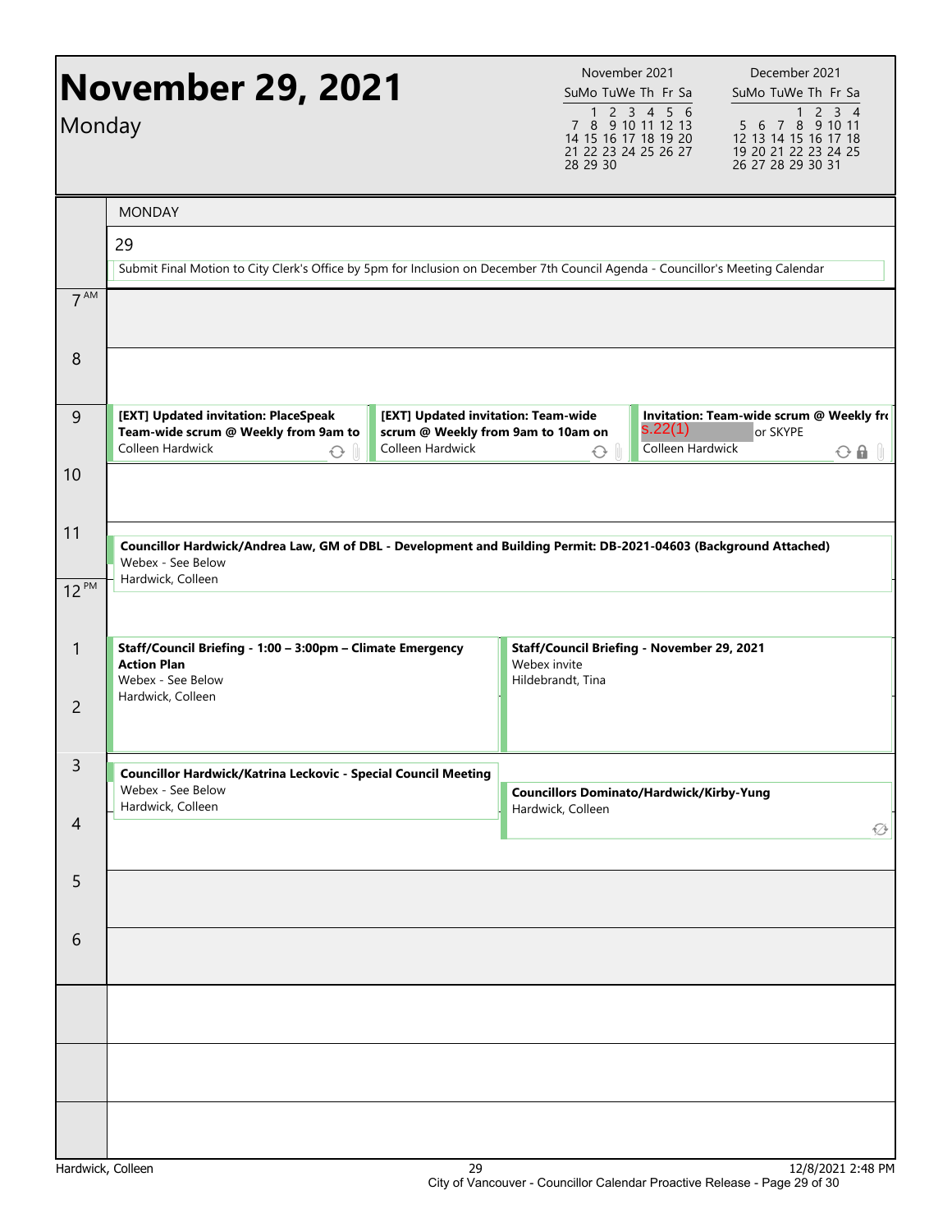# November 29, 2021

Monday

| November 2021 | | | | | | |
|---|---|---|---|---|---|---|
| Su | Mo | Tu | We | Th | Fr | Sa |
| | 1 | 2 | 3 | 4 | 5 | 6 |
| 7 | 8 | 9 | 10 | 11 | 12 | 13 |
| 14 | 15 | 16 | 17 | 18 | 19 | 20 |
| 21 | 22 | 23 | 24 | 25 | 26 | 27 |
| 28 | 29 | 30 | | | | |

| December 2021 | | | | | | |
|---|---|---|---|---|---|---|
| Su | Mo | Tu | We | Th | Fr | Sa |
| | | | 1 | 2 | 3 | 4 |
| 5 | 6 | 7 | 8 | 9 | 10 | 11 |
| 12 | 13 | 14 | 15 | 16 | 17 | 18 |
| 19 | 20 | 21 | 22 | 23 | 24 | 25 |
| 26 | 27 | 28 | 29 | 30 | 31 | |

MONDAY

29

Submit Final Motion to City Clerk's Office by 5pm for Inclusion on December 7th Council Agenda - Councillor's Meeting Calendar

**7 AM**

**8**

**9**

- **[EXT] Updated invitation: PlaceSpeak Team-wide scrum @ Weekly from 9am to**
  Colleen Hardwick
- **[EXT] Updated invitation: Team-wide scrum @ Weekly from 9am to 10am on**
  Colleen Hardwick
- **Invitation: Team-wide scrum @ Weekly fro**
  s.22(1) or SKYPE
  Colleen Hardwick

**10**

**11**

- **Councillor Hardwick/Andrea Law, GM of DBL - Development and Building Permit: DB-2021-04603 (Background Attached)**
  Webex - See Below
  Hardwick, Colleen

**12 PM**

**1**

- **Staff/Council Briefing - 1:00 – 3:00pm – Climate Emergency Action Plan**
  Webex - See Below
  Hardwick, Colleen
- **Staff/Council Briefing - November 29, 2021**
  Webex invite
  Hildebrandt, Tina

**2**

**3**

- **Councillor Hardwick/Katrina Leckovic - Special Council Meeting**
  Webex - See Below
  Hardwick, Colleen
- **Councillors Dominato/Hardwick/Kirby-Yung**
  Hardwick, Colleen

**4**

**5**

**6**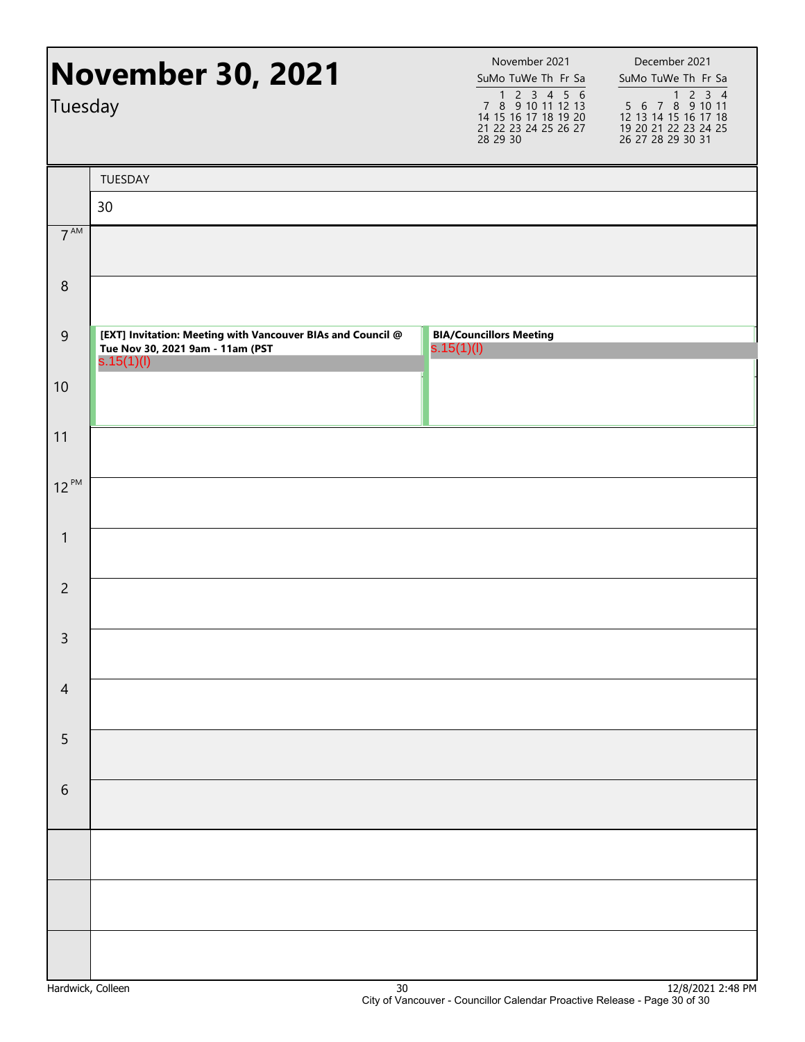# November 30, 2021

Tuesday

November 2021

| Su | Mo | Tu | We | Th | Fr | Sa |
|---|---|---|---|---|---|---|
| | 1 | 2 | 3 | 4 | 5 | 6 |
| 7 | 8 | 9 | 10 | 11 | 12 | 13 |
| 14 | 15 | 16 | 17 | 18 | 19 | 20 |
| 21 | 22 | 23 | 24 | 25 | 26 | 27 |
| 28 | 29 | 30 | | | | |

December 2021

| Su | Mo | Tu | We | Th | Fr | Sa |
|---|---|---|---|---|---|---|
| | | | 1 | 2 | 3 | 4 |
| 5 | 6 | 7 | 8 | 9 | 10 | 11 |
| 12 | 13 | 14 | 15 | 16 | 17 | 18 |
| 19 | 20 | 21 | 22 | 23 | 24 | 25 |
| 26 | 27 | 28 | 29 | 30 | 31 | |

TUESDAY

30

| Time | Events |
|---|---|
| 7 AM | |
| 8 | |
| 9 | **[EXT] Invitation: Meeting with Vancouver BIAs and Council @ Tue Nov 30, 2021 9am - 11am (PST** s.15(1)(l) ; **BIA/Councillors Meeting** s.15(1)(l) |
| 10 | |
| 11 | |
| 12 PM | |
| 1 | |
| 2 | |
| 3 | |
| 4 | |
| 5 | |
| 6 | |

Hardwick, Colleen — 12/8/2021 2:48 PM

City of Vancouver - Councillor Calendar Proactive Release